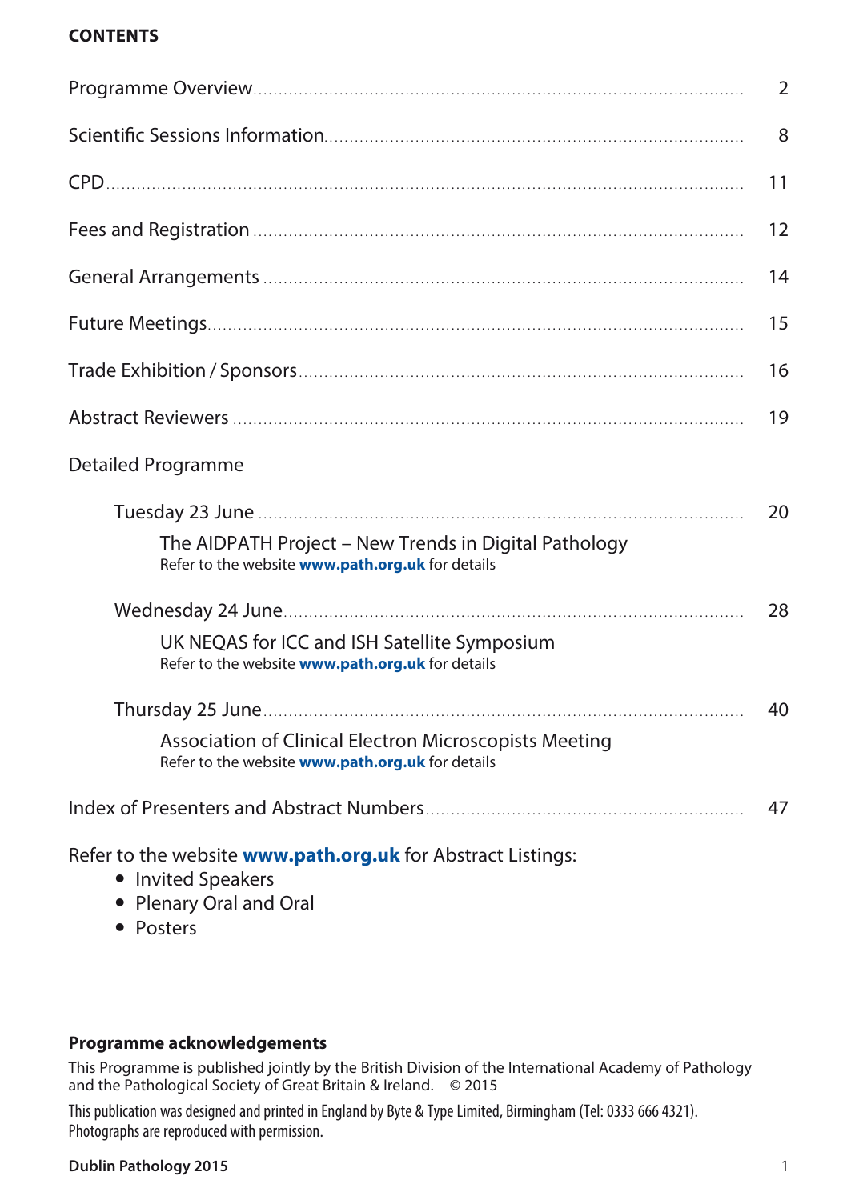# CONTENTS

| | |
|---|---|
| Programme Overview | 2 |
| Scientific Sessions Information | 8 |
| CPD | 11 |
| Fees and Registration | 12 |
| General Arrangements | 14 |
| Future Meetings | 15 |
| Trade Exhibition / Sponsors | 16 |
| Abstract Reviewers | 19 |

Detailed Programme

| | |
|---|---|
| Tuesday 23 June | 20 |

The AIDPATH Project – New Trends in Digital Pathology
Refer to the website **www.path.org.uk** for details

| | |
|---|---|
| Wednesday 24 June | 28 |

UK NEQAS for ICC and ISH Satellite Symposium
Refer to the website **www.path.org.uk** for details

| | |
|---|---|
| Thursday 25 June | 40 |

Association of Clinical Electron Microscopists Meeting
Refer to the website **www.path.org.uk** for details

| | |
|---|---|
| Index of Presenters and Abstract Numbers | 47 |

Refer to the website **www.path.org.uk** for Abstract Listings:

- Invited Speakers
- Plenary Oral and Oral
- Posters

**Programme acknowledgements**

This Programme is published jointly by the British Division of the International Academy of Pathology and the Pathological Society of Great Britain & Ireland. © 2015

This publication was designed and printed in England by Byte & Type Limited, Birmingham (Tel: 0333 666 4321). Photographs are reproduced with permission.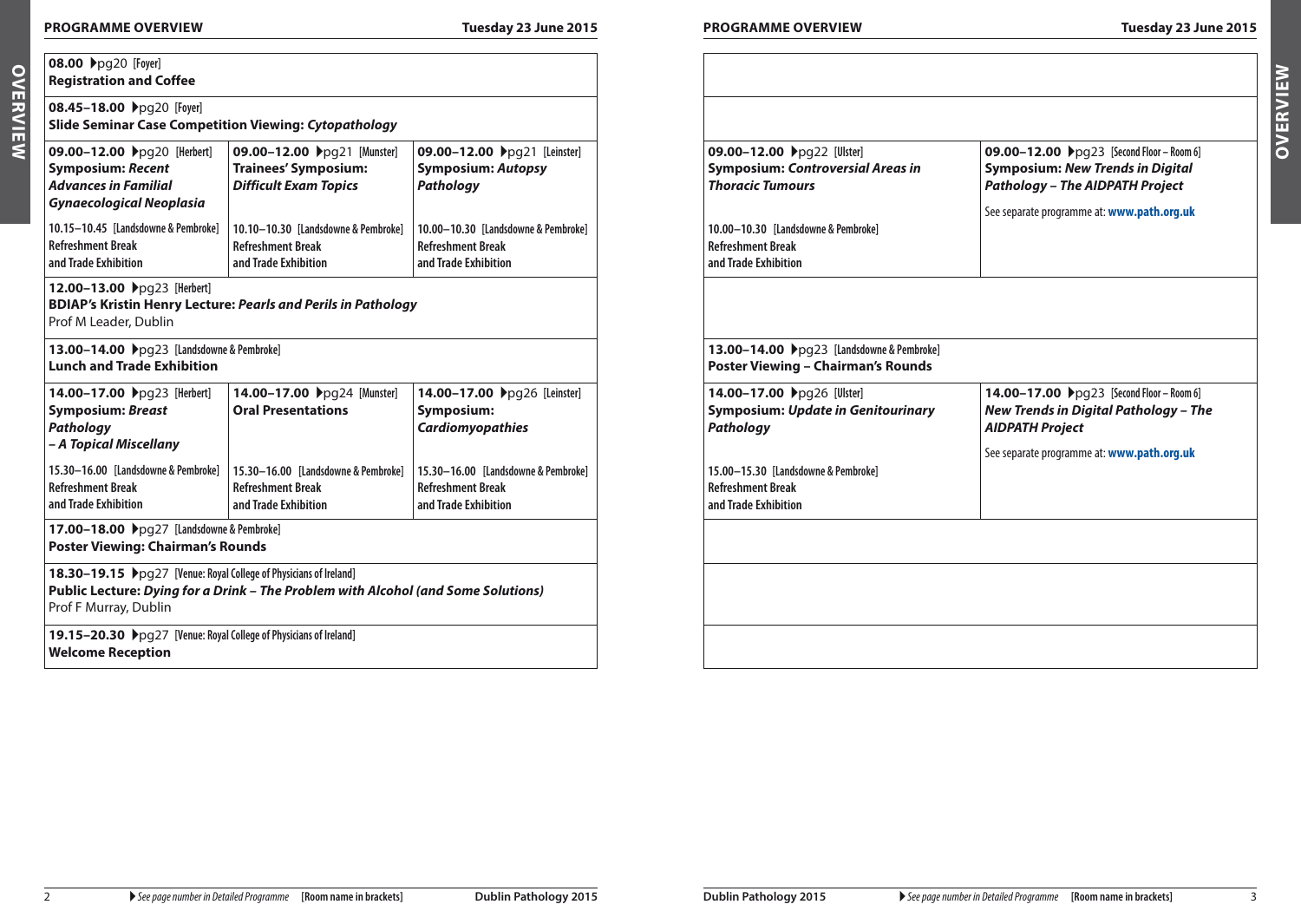## PROGRAMME OVERVIEW — Tuesday 23 June 2015

**08.00** ▸pg20 [Foyer]
**Registration and Coffee**

**08.45–18.00** ▸pg20 [Foyer]
**Slide Seminar Case Competition Viewing: *Cytopathology***

| | | | | |
|---|---|---|---|---|
| **09.00–12.00** ▸pg20 [Herbert]<br>**Symposium: *Recent Advances in Familial Gynaecological Neoplasia***<br><br>10.15–10.45 [Landsdowne & Pembroke]<br>Refreshment Break and Trade Exhibition | **09.00–12.00** ▸pg21 [Munster]<br>***Trainees' Symposium: Difficult Exam Topics***<br><br>10.10–10.30 [Landsdowne & Pembroke]<br>Refreshment Break and Trade Exhibition | **09.00–12.00** ▸pg21 [Leinster]<br>**Symposium: *Autopsy Pathology***<br><br>10.00–10.30 [Landsdowne & Pembroke]<br>Refreshment Break and Trade Exhibition | **09.00–12.00** ▸pg22 [Ulster]<br>**Symposium: *Controversial Areas in Thoracic Tumours***<br><br>10.00–10.30 [Landsdowne & Pembroke]<br>Refreshment Break and Trade Exhibition | **09.00–12.00** ▸pg23 [Second Floor – Room 6]<br>**Symposium: *New Trends in Digital Pathology – The AIDPATH Project***<br><br>See separate programme at: **www.path.org.uk** |

**12.00–13.00** ▸pg23 [Herbert]
**BDIAP's Kristin Henry Lecture: *Pearls and Perils in Pathology***
Prof M Leader, Dublin

**13.00–14.00** ▸pg23 [Landsdowne & Pembroke]
**Lunch and Trade Exhibition**

**13.00–14.00** ▸pg23 [Landsdowne & Pembroke]
**Poster Viewing – Chairman's Rounds**

| | | | | |
|---|---|---|---|---|
| **14.00–17.00** ▸pg23 [Herbert]<br>**Symposium: *Breast Pathology – A Topical Miscellany***<br><br>15.30–16.00 [Landsdowne & Pembroke]<br>Refreshment Break and Trade Exhibition | **14.00–17.00** ▸pg24 [Munster]<br>**Oral Presentations**<br><br>15.30–16.00 [Landsdowne & Pembroke]<br>Refreshment Break and Trade Exhibition | **14.00–17.00** ▸pg26 [Leinster]<br>**Symposium: *Cardiomyopathies***<br><br>15.30–16.00 [Landsdowne & Pembroke]<br>Refreshment Break and Trade Exhibition | **14.00–17.00** ▸pg26 [Ulster]<br>**Symposium: *Update in Genitourinary Pathology***<br><br>15.00–15.30 [Landsdowne & Pembroke]<br>Refreshment Break and Trade Exhibition | **14.00–17.00** ▸pg23 [Second Floor – Room 6]<br>***New Trends in Digital Pathology – The AIDPATH Project***<br><br>See separate programme at: **www.path.org.uk** |

**17.00–18.00** ▸pg27 [Landsdowne & Pembroke]
**Poster Viewing: Chairman's Rounds**

**18.30–19.15** ▸pg27 [Venue: Royal College of Physicians of Ireland]
**Public Lecture: *Dying for a Drink – The Problem with Alcohol (and Some Solutions)***
Prof F Murray, Dublin

**19.15–20.30** ▸pg27 [Venue: Royal College of Physicians of Ireland]
**Welcome Reception**

▸ *See page number in Detailed Programme* **[Room name in brackets]**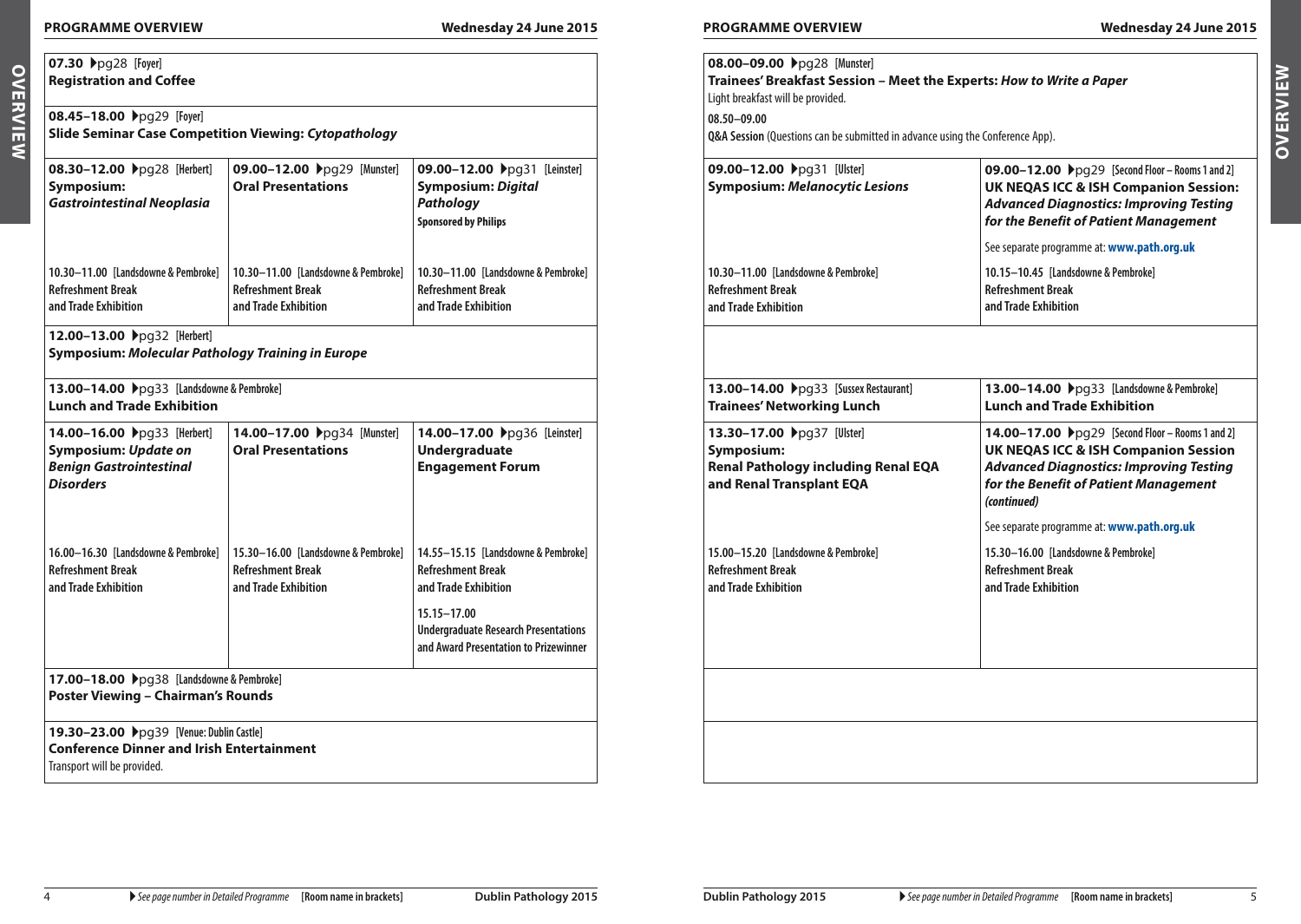## PROGRAMME OVERVIEW — Wednesday 24 June 2015

**07.30** ▶pg28 [Foyer]
**Registration and Coffee**

**08.45–18.00** ▶pg29 [Foyer]
**Slide Seminar Case Competition Viewing: *Cytopathology***

| | | |
|---|---|---|
| **08.30–12.00** ▶pg28 [Herbert]<br>**Symposium: *Gastrointestinal Neoplasia***<br><br>10.30–11.00 [Landsdowne & Pembroke]<br>Refreshment Break and Trade Exhibition | **09.00–12.00** ▶pg29 [Munster]<br>**Oral Presentations**<br><br>10.30–11.00 [Landsdowne & Pembroke]<br>Refreshment Break and Trade Exhibition | **09.00–12.00** ▶pg31 [Leinster]<br>**Symposium: *Digital Pathology***<br>**Sponsored by Philips**<br><br>10.30–11.00 [Landsdowne & Pembroke]<br>Refreshment Break and Trade Exhibition |

**12.00–13.00** ▶pg32 [Herbert]
**Symposium: *Molecular Pathology Training in Europe***

**13.00–14.00** ▶pg33 [Landsdowne & Pembroke]
**Lunch and Trade Exhibition**

| | | |
|---|---|---|
| **14.00–16.00** ▶pg33 [Herbert]<br>**Symposium: *Update on Benign Gastrointestinal Disorders***<br><br>16.00–16.30 [Landsdowne & Pembroke]<br>Refreshment Break and Trade Exhibition | **14.00–17.00** ▶pg34 [Munster]<br>**Oral Presentations**<br><br>15.30–16.00 [Landsdowne & Pembroke]<br>Refreshment Break and Trade Exhibition | **14.00–17.00** ▶pg36 [Leinster]<br>**Undergraduate Engagement Forum**<br><br>14.55–15.15 [Landsdowne & Pembroke]<br>Refreshment Break and Trade Exhibition<br><br>15.15–17.00<br>Undergraduate Research Presentations and Award Presentation to Prizewinner |

**17.00–18.00** ▶pg38 [Landsdowne & Pembroke]
**Poster Viewing – Chairman's Rounds**

**19.30–23.00** ▶pg39 [Venue: Dublin Castle]
**Conference Dinner and Irish Entertainment**
Transport will be provided.

## PROGRAMME OVERVIEW — Wednesday 24 June 2015

**08.00–09.00** ▶pg28 [Munster]
**Trainees' Breakfast Session – Meet the Experts: *How to Write a Paper***
Light breakfast will be provided.

**08.50–09.00**
**Q&A Session** (Questions can be submitted in advance using the Conference App).

| | |
|---|---|
| **09.00–12.00** ▶pg31 [Ulster]<br>**Symposium: *Melanocytic Lesions***<br><br>10.30–11.00 [Landsdowne & Pembroke]<br>Refreshment Break and Trade Exhibition | **09.00–12.00** ▶pg29 [Second Floor – Rooms 1 and 2]<br>**UK NEQAS ICC & ISH Companion Session: *Advanced Diagnostics: Improving Testing for the Benefit of Patient Management***<br>See separate programme at: www.path.org.uk<br><br>10.15–10.45 [Landsdowne & Pembroke]<br>Refreshment Break and Trade Exhibition |
| **13.00–14.00** ▶pg33 [Sussex Restaurant]<br>**Trainees' Networking Lunch** | **13.00–14.00** ▶pg33 [Landsdowne & Pembroke]<br>**Lunch and Trade Exhibition** |
| **13.30–17.00** ▶pg37 [Ulster]<br>**Symposium: Renal Pathology including Renal EQA and Renal Transplant EQA**<br><br>15.00–15.20 [Landsdowne & Pembroke]<br>Refreshment Break and Trade Exhibition | **14.00–17.00** ▶pg29 [Second Floor – Rooms 1 and 2]<br>**UK NEQAS ICC & ISH Companion Session *Advanced Diagnostics: Improving Testing for the Benefit of Patient Management (continued)***<br>See separate programme at: www.path.org.uk<br><br>15.30–16.00 [Landsdowne & Pembroke]<br>Refreshment Break and Trade Exhibition |

▶ See page number in Detailed Programme [Room name in brackets]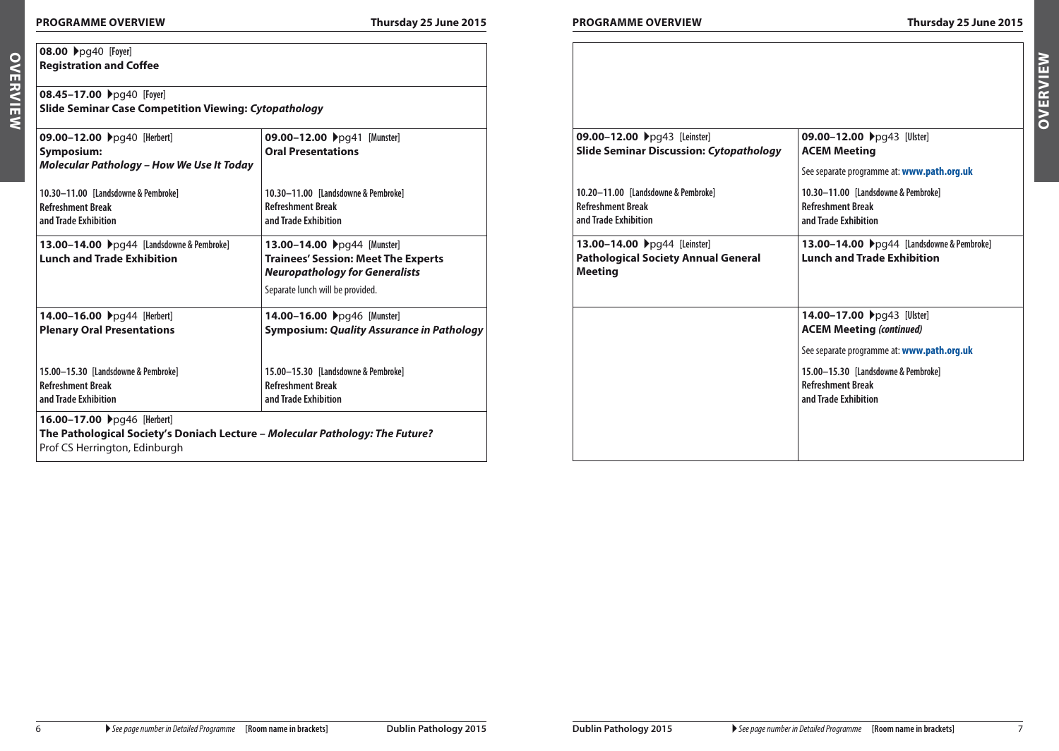## PROGRAMME OVERVIEW — Thursday 25 June 2015

**08.00** ▸pg40 [Foyer]
**Registration and Coffee**

**08.45–17.00** ▸pg40 [Foyer]
**Slide Seminar Case Competition Viewing: *Cytopathology***

| Herbert | Munster | Leinster | Ulster |
|---|---|---|---|
| **09.00–12.00** ▸pg40 [Herbert]<br>**Symposium:** ***Molecular Pathology – How We Use It Today***<br><br>10.30–11.00 [Landsdowne & Pembroke]<br>**Refreshment Break and Trade Exhibition** | **09.00–12.00** ▸pg41 [Munster]<br>**Oral Presentations**<br><br>10.30–11.00 [Landsdowne & Pembroke]<br>**Refreshment Break and Trade Exhibition** | **09.00–12.00** ▸pg43 [Leinster]<br>**Slide Seminar Discussion: *Cytopathology***<br><br>10.20–11.00 [Landsdowne & Pembroke]<br>**Refreshment Break and Trade Exhibition** | **09.00–12.00** ▸pg43 [Ulster]<br>**ACEM Meeting**<br>See separate programme at: **www.path.org.uk**<br><br>10.30–11.00 [Landsdowne & Pembroke]<br>**Refreshment Break and Trade Exhibition** |
| **13.00–14.00** ▸pg44 [Landsdowne & Pembroke]<br>**Lunch and Trade Exhibition** | **13.00–14.00** ▸pg44 [Munster]<br>**Trainees' Session: Meet The Experts** ***Neuropathology for Generalists***<br>Separate lunch will be provided. | **13.00–14.00** ▸pg44 [Leinster]<br>**Pathological Society Annual General Meeting** | **13.00–14.00** ▸pg44 [Landsdowne & Pembroke]<br>**Lunch and Trade Exhibition** |
| **14.00–16.00** ▸pg44 [Herbert]<br>**Plenary Oral Presentations**<br><br>15.00–15.30 [Landsdowne & Pembroke]<br>**Refreshment Break and Trade Exhibition** | **14.00–16.00** ▸pg46 [Munster]<br>**Symposium: *Quality Assurance in Pathology***<br><br>15.00–15.30 [Landsdowne & Pembroke]<br>**Refreshment Break and Trade Exhibition** | | **14.00–17.00** ▸pg43 [Ulster]<br>**ACEM Meeting *(continued)***<br>See separate programme at: **www.path.org.uk**<br><br>15.00–15.30 [Landsdowne & Pembroke]<br>**Refreshment Break and Trade Exhibition** |

**16.00–17.00** ▸pg46 [Herbert]
**The Pathological Society's Doniach Lecture – *Molecular Pathology: The Future?***
Prof CS Herrington, Edinburgh

▸ *See page number in Detailed Programme* **[Room name in brackets]**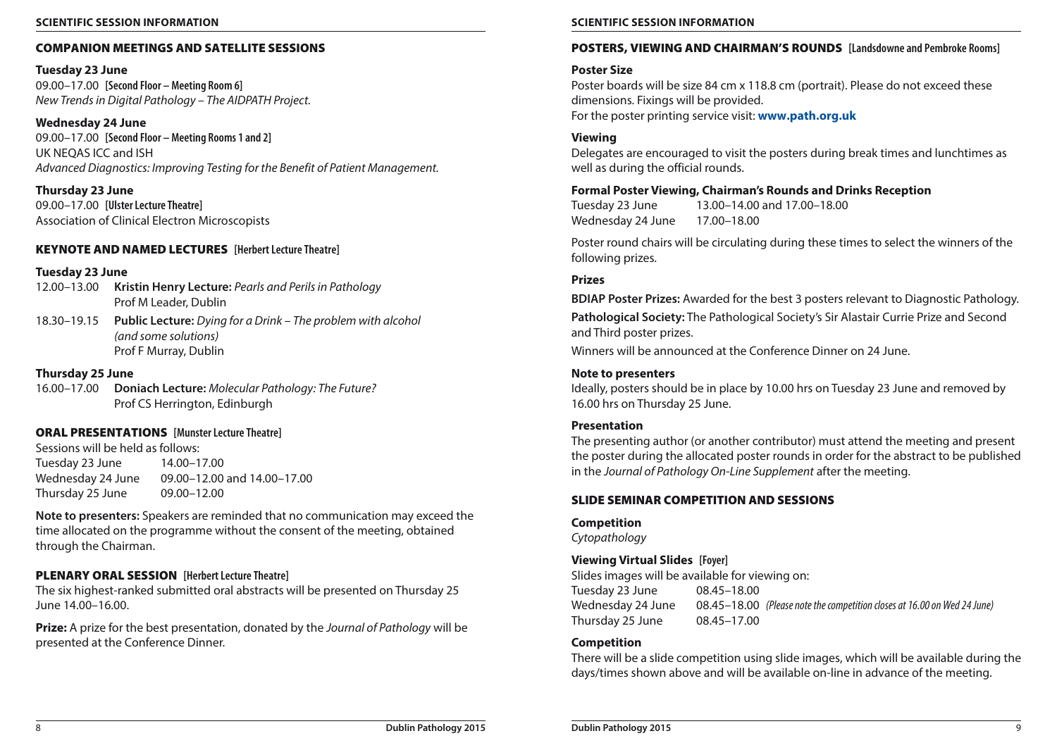## COMPANION MEETINGS AND SATELLITE SESSIONS

**Tuesday 23 June**
09.00–17.00 **[Second Floor – Meeting Room 6]**
*New Trends in Digital Pathology – The AIDPATH Project.*

**Wednesday 24 June**
09.00–17.00 **[Second Floor – Meeting Rooms 1 and 2]**
UK NEQAS ICC and ISH
*Advanced Diagnostics: Improving Testing for the Benefit of Patient Management.*

**Thursday 23 June**
09.00–17.00 **[Ulster Lecture Theatre]**
Association of Clinical Electron Microscopists

## KEYNOTE AND NAMED LECTURES [Herbert Lecture Theatre]

**Tuesday 23 June**

12.00–13.00 **Kristin Henry Lecture:** *Pearls and Perils in Pathology*
Prof M Leader, Dublin

18.30–19.15 **Public Lecture:** *Dying for a Drink – The problem with alcohol (and some solutions)*
Prof F Murray, Dublin

**Thursday 25 June**

16.00–17.00 **Doniach Lecture:** *Molecular Pathology: The Future?*
Prof CS Herrington, Edinburgh

## ORAL PRESENTATIONS [Munster Lecture Theatre]

Sessions will be held as follows:

| | |
|---|---|
| Tuesday 23 June | 14.00–17.00 |
| Wednesday 24 June | 09.00–12.00 and 14.00–17.00 |
| Thursday 25 June | 09.00–12.00 |

**Note to presenters:** Speakers are reminded that no communication may exceed the time allocated on the programme without the consent of the meeting, obtained through the Chairman.

## PLENARY ORAL SESSION [Herbert Lecture Theatre]

The six highest-ranked submitted oral abstracts will be presented on Thursday 25 June 14.00–16.00.

**Prize:** A prize for the best presentation, donated by the *Journal of Pathology* will be presented at the Conference Dinner.

## POSTERS, VIEWING AND CHAIRMAN'S ROUNDS [Landsdowne and Pembroke Rooms]

**Poster Size**

Poster boards will be size 84 cm x 118.8 cm (portrait). Please do not exceed these dimensions. Fixings will be provided.
For the poster printing service visit: **www.path.org.uk**

**Viewing**

Delegates are encouraged to visit the posters during break times and lunchtimes as well as during the official rounds.

**Formal Poster Viewing, Chairman's Rounds and Drinks Reception**

| | |
|---|---|
| Tuesday 23 June | 13.00–14.00 and 17.00–18.00 |
| Wednesday 24 June | 17.00–18.00 |

Poster round chairs will be circulating during these times to select the winners of the following prizes.

**Prizes**

**BDIAP Poster Prizes:** Awarded for the best 3 posters relevant to Diagnostic Pathology.

**Pathological Society:** The Pathological Society's Sir Alastair Currie Prize and Second and Third poster prizes.

Winners will be announced at the Conference Dinner on 24 June.

**Note to presenters**

Ideally, posters should be in place by 10.00 hrs on Tuesday 23 June and removed by 16.00 hrs on Thursday 25 June.

**Presentation**

The presenting author (or another contributor) must attend the meeting and present the poster during the allocated poster rounds in order for the abstract to be published in the *Journal of Pathology On-Line Supplement* after the meeting.

## SLIDE SEMINAR COMPETITION AND SESSIONS

**Competition**
*Cytopathology*

**Viewing Virtual Slides [Foyer]**

Slides images will be available for viewing on:

| | |
|---|---|
| Tuesday 23 June | 08.45–18.00 |
| Wednesday 24 June | 08.45–18.00 *(Please note the competition closes at 16.00 on Wed 24 June)* |
| Thursday 25 June | 08.45–17.00 |

**Competition**

There will be a slide competition using slide images, which will be available during the days/times shown above and will be available on-line in advance of the meeting.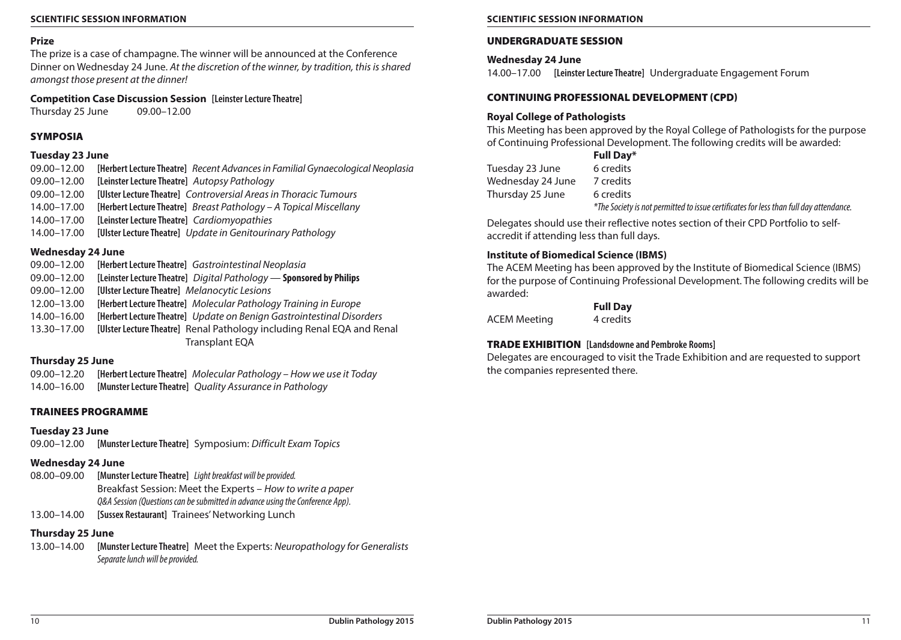**Prize**

The prize is a case of champagne. The winner will be announced at the Conference Dinner on Wednesday 24 June. *At the discretion of the winner, by tradition, this is shared amongst those present at the dinner!*

**Competition Case Discussion Session [Leinster Lecture Theatre]**

Thursday 25 June 09.00–12.00

## SYMPOSIA

### Tuesday 23 June

09.00–12.00 **[Herbert Lecture Theatre]** *Recent Advances in Familial Gynaecological Neoplasia*
09.00–12.00 **[Leinster Lecture Theatre]** *Autopsy Pathology*
09.00–12.00 **[Ulster Lecture Theatre]** *Controversial Areas in Thoracic Tumours*
14.00–17.00 **[Herbert Lecture Theatre]** *Breast Pathology – A Topical Miscellany*
14.00–17.00 **[Leinster Lecture Theatre]** *Cardiomyopathies*
14.00–17.00 **[Ulster Lecture Theatre]** *Update in Genitourinary Pathology*

### Wednesday 24 June

09.00–12.00 **[Herbert Lecture Theatre]** *Gastrointestinal Neoplasia*
09.00–12.00 **[Leinster Lecture Theatre]** *Digital Pathology* — **Sponsored by Philips**
09.00–12.00 **[Ulster Lecture Theatre]** *Melanocytic Lesions*
12.00–13.00 **[Herbert Lecture Theatre]** *Molecular Pathology Training in Europe*
14.00–16.00 **[Herbert Lecture Theatre]** *Update on Benign Gastrointestinal Disorders*
13.30–17.00 **[Ulster Lecture Theatre]** Renal Pathology including Renal EQA and Renal Transplant EQA

### Thursday 25 June

09.00–12.20 **[Herbert Lecture Theatre]** *Molecular Pathology – How we use it Today*
14.00–16.00 **[Munster Lecture Theatre]** *Quality Assurance in Pathology*

## TRAINEES PROGRAMME

### Tuesday 23 June

09.00–12.00 **[Munster Lecture Theatre]** Symposium: *Difficult Exam Topics*

### Wednesday 24 June

08.00–09.00 **[Munster Lecture Theatre]** *Light breakfast will be provided.*
Breakfast Session: Meet the Experts – *How to write a paper*
*Q&A Session (Questions can be submitted in advance using the Conference App).*
13.00–14.00 **[Sussex Restaurant]** Trainees' Networking Lunch

### Thursday 25 June

13.00–14.00 **[Munster Lecture Theatre]** Meet the Experts: *Neuropathology for Generalists*
*Separate lunch will be provided.*

## UNDERGRADUATE SESSION

**Wednesday 24 June**

14.00–17.00 **[Leinster Lecture Theatre]** Undergraduate Engagement Forum

## CONTINUING PROFESSIONAL DEVELOPMENT (CPD)

**Royal College of Pathologists**

This Meeting has been approved by the Royal College of Pathologists for the purpose of Continuing Professional Development. The following credits will be awarded:

| | Full Day* |
|---|---|
| Tuesday 23 June | 6 credits |
| Wednesday 24 June | 7 credits |
| Thursday 25 June | 6 credits |

*\*The Society is not permitted to issue certificates for less than full day attendance.*

Delegates should use their reflective notes section of their CPD Portfolio to self-accredit if attending less than full days.

**Institute of Biomedical Science (IBMS)**

The ACEM Meeting has been approved by the Institute of Biomedical Science (IBMS) for the purpose of Continuing Professional Development. The following credits will be awarded:

| | Full Day |
|---|---|
| ACEM Meeting | 4 credits |

## TRADE EXHIBITION [Landsdowne and Pembroke Rooms]

Delegates are encouraged to visit the Trade Exhibition and are requested to support the companies represented there.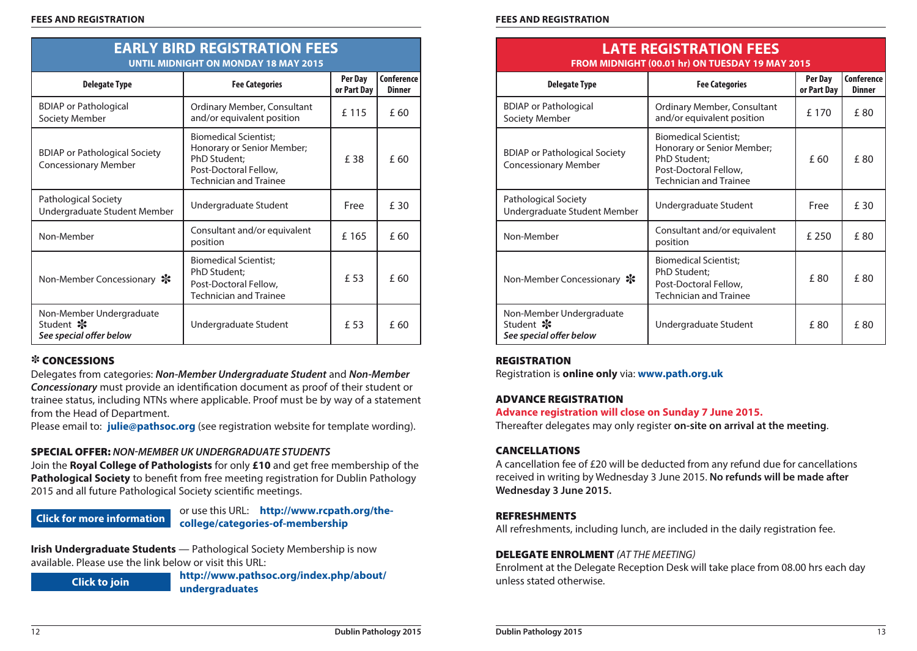## EARLY BIRD REGISTRATION FEES

**UNTIL MIDNIGHT ON MONDAY 18 MAY 2015**

| Delegate Type | Fee Categories | Per Day or Part Day | Conference Dinner |
|---|---|---|---|
| BDIAP or Pathological Society Member | Ordinary Member, Consultant and/or equivalent position | £ 115 | £ 60 |
| BDIAP or Pathological Society Concessionary Member | Biomedical Scientist; Honorary or Senior Member; PhD Student; Post-Doctoral Fellow, Technician and Trainee | £ 38 | £ 60 |
| Pathological Society Undergraduate Student Member | Undergraduate Student | Free | £ 30 |
| Non-Member | Consultant and/or equivalent position | £ 165 | £ 60 |
| Non-Member Concessionary ❇ | Biomedical Scientist; PhD Student; Post-Doctoral Fellow, Technician and Trainee | £ 53 | £ 60 |
| Non-Member Undergraduate Student ❇ *See special offer below* | Undergraduate Student | £ 53 | £ 60 |

### ❇ CONCESSIONS

Delegates from categories: ***Non-Member Undergraduate Student*** and ***Non-Member Concessionary*** must provide an identification document as proof of their student or trainee status, including NTNs where applicable. Proof must be by way of a statement from the Head of Department.

Please email to: **julie@pathsoc.org** (see registration website for template wording).

### SPECIAL OFFER: *NON-MEMBER UK UNDERGRADUATE STUDENTS*

Join the **Royal College of Pathologists** for only **£10** and get free membership of the **Pathological Society** to benefit from free meeting registration for Dublin Pathology 2015 and all future Pathological Society scientific meetings.

**Click for more information** or use this URL: **http://www.rcpath.org/the-college/categories-of-membership**

**Irish Undergraduate Students** — Pathological Society Membership is now available. Please use the link below or visit this URL:

**Click to join** **http://www.pathsoc.org/index.php/about/undergraduates**

## LATE REGISTRATION FEES

**FROM MIDNIGHT (00.01 hr) ON TUESDAY 19 MAY 2015**

| Delegate Type | Fee Categories | Per Day or Part Day | Conference Dinner |
|---|---|---|---|
| BDIAP or Pathological Society Member | Ordinary Member, Consultant and/or equivalent position | £ 170 | £ 80 |
| BDIAP or Pathological Society Concessionary Member | Biomedical Scientist; Honorary or Senior Member; PhD Student; Post-Doctoral Fellow, Technician and Trainee | £ 60 | £ 80 |
| Pathological Society Undergraduate Student Member | Undergraduate Student | Free | £ 30 |
| Non-Member | Consultant and/or equivalent position | £ 250 | £ 80 |
| Non-Member Concessionary ❇ | Biomedical Scientist; PhD Student; Post-Doctoral Fellow, Technician and Trainee | £ 80 | £ 80 |
| Non-Member Undergraduate Student ❇ *See special offer below* | Undergraduate Student | £ 80 | £ 80 |

### REGISTRATION

Registration is **online only** via: **www.path.org.uk**

### ADVANCE REGISTRATION

**Advance registration will close on Sunday 7 June 2015.**

Thereafter delegates may only register **on-site on arrival at the meeting**.

### CANCELLATIONS

A cancellation fee of £20 will be deducted from any refund due for cancellations received in writing by Wednesday 3 June 2015. **No refunds will be made after Wednesday 3 June 2015.**

### REFRESHMENTS

All refreshments, including lunch, are included in the daily registration fee.

### DELEGATE ENROLMENT *(AT THE MEETING)*

Enrolment at the Delegate Reception Desk will take place from 08.00 hrs each day unless stated otherwise.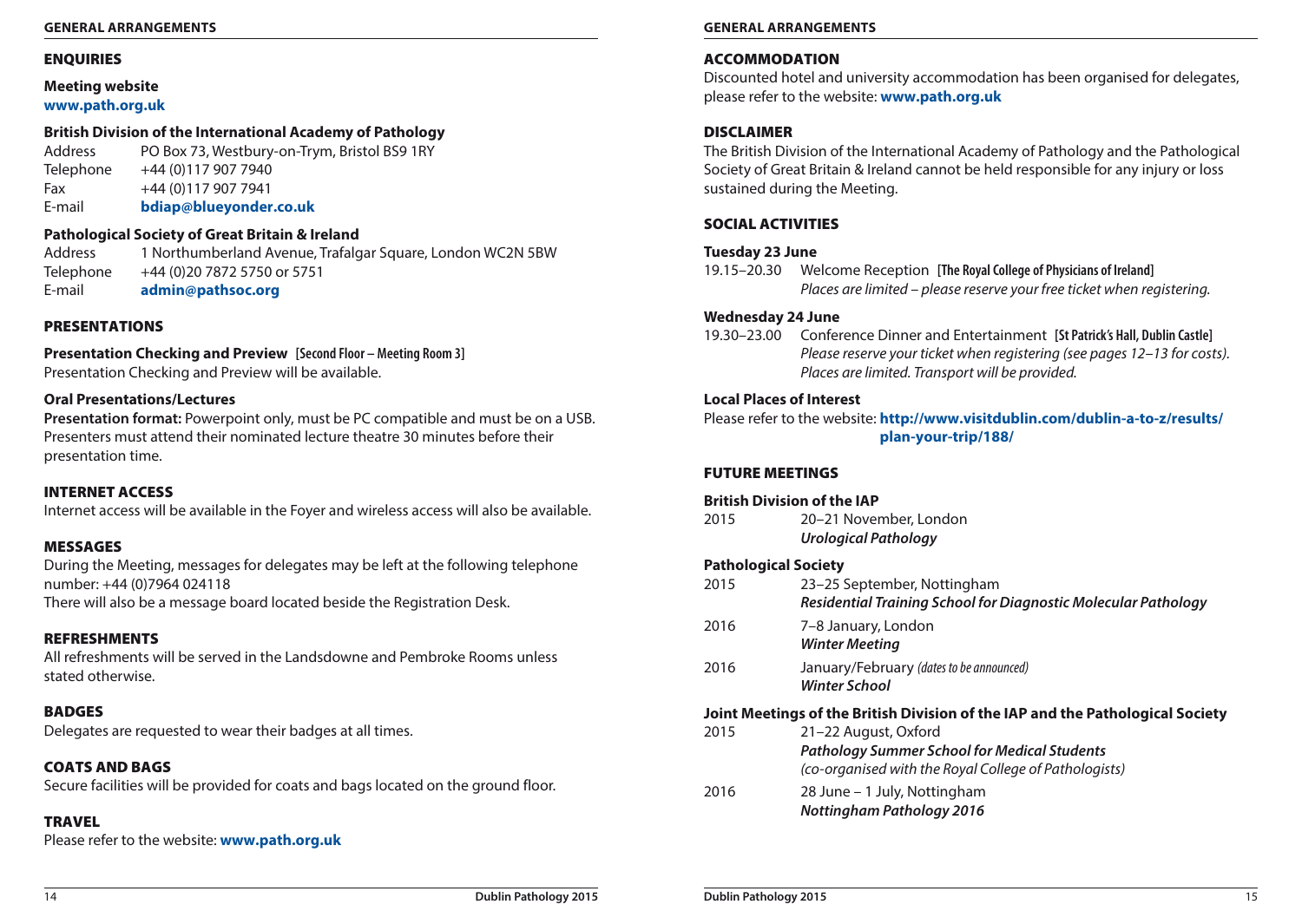## ENQUIRIES

**Meeting website**
**www.path.org.uk**

**British Division of the International Academy of Pathology**

| | |
|---|---|
| Address | PO Box 73, Westbury-on-Trym, Bristol BS9 1RY |
| Telephone | +44 (0)117 907 7940 |
| Fax | +44 (0)117 907 7941 |
| E-mail | **bdiap@blueyonder.co.uk** |

**Pathological Society of Great Britain & Ireland**

| | |
|---|---|
| Address | 1 Northumberland Avenue, Trafalgar Square, London WC2N 5BW |
| Telephone | +44 (0)20 7872 5750 or 5751 |
| E-mail | **admin@pathsoc.org** |

## PRESENTATIONS

**Presentation Checking and Preview** **[Second Floor – Meeting Room 3]**
Presentation Checking and Preview will be available.

**Oral Presentations/Lectures**
**Presentation format:** Powerpoint only, must be PC compatible and must be on a USB.
Presenters must attend their nominated lecture theatre 30 minutes before their presentation time.

## INTERNET ACCESS

Internet access will be available in the Foyer and wireless access will also be available.

## MESSAGES

During the Meeting, messages for delegates may be left at the following telephone number: +44 (0)7964 024118
There will also be a message board located beside the Registration Desk.

## REFRESHMENTS

All refreshments will be served in the Landsdowne and Pembroke Rooms unless stated otherwise.

## BADGES

Delegates are requested to wear their badges at all times.

## COATS AND BAGS

Secure facilities will be provided for coats and bags located on the ground floor.

## TRAVEL

Please refer to the website: **www.path.org.uk**

## ACCOMMODATION

Discounted hotel and university accommodation has been organised for delegates, please refer to the website: **www.path.org.uk**

## DISCLAIMER

The British Division of the International Academy of Pathology and the Pathological Society of Great Britain & Ireland cannot be held responsible for any injury or loss sustained during the Meeting.

## SOCIAL ACTIVITIES

**Tuesday 23 June**
19.15–20.30 Welcome Reception **[The Royal College of Physicians of Ireland]**
*Places are limited – please reserve your free ticket when registering.*

**Wednesday 24 June**
19.30–23.00 Conference Dinner and Entertainment **[St Patrick's Hall, Dublin Castle]**
*Please reserve your ticket when registering (see pages 12–13 for costs). Places are limited. Transport will be provided.*

**Local Places of Interest**
Please refer to the website: **http://www.visitdublin.com/dublin-a-to-z/results/plan-your-trip/188/**

## FUTURE MEETINGS

**British Division of the IAP**

2015 20–21 November, London
***Urological Pathology***

**Pathological Society**

2015 23–25 September, Nottingham
***Residential Training School for Diagnostic Molecular Pathology***

2016 7–8 January, London
***Winter Meeting***

2016 January/February *(dates to be announced)*
***Winter School***

**Joint Meetings of the British Division of the IAP and the Pathological Society**

2015 21–22 August, Oxford
***Pathology Summer School for Medical Students***
*(co-organised with the Royal College of Pathologists)*

2016 28 June – 1 July, Nottingham
***Nottingham Pathology 2016***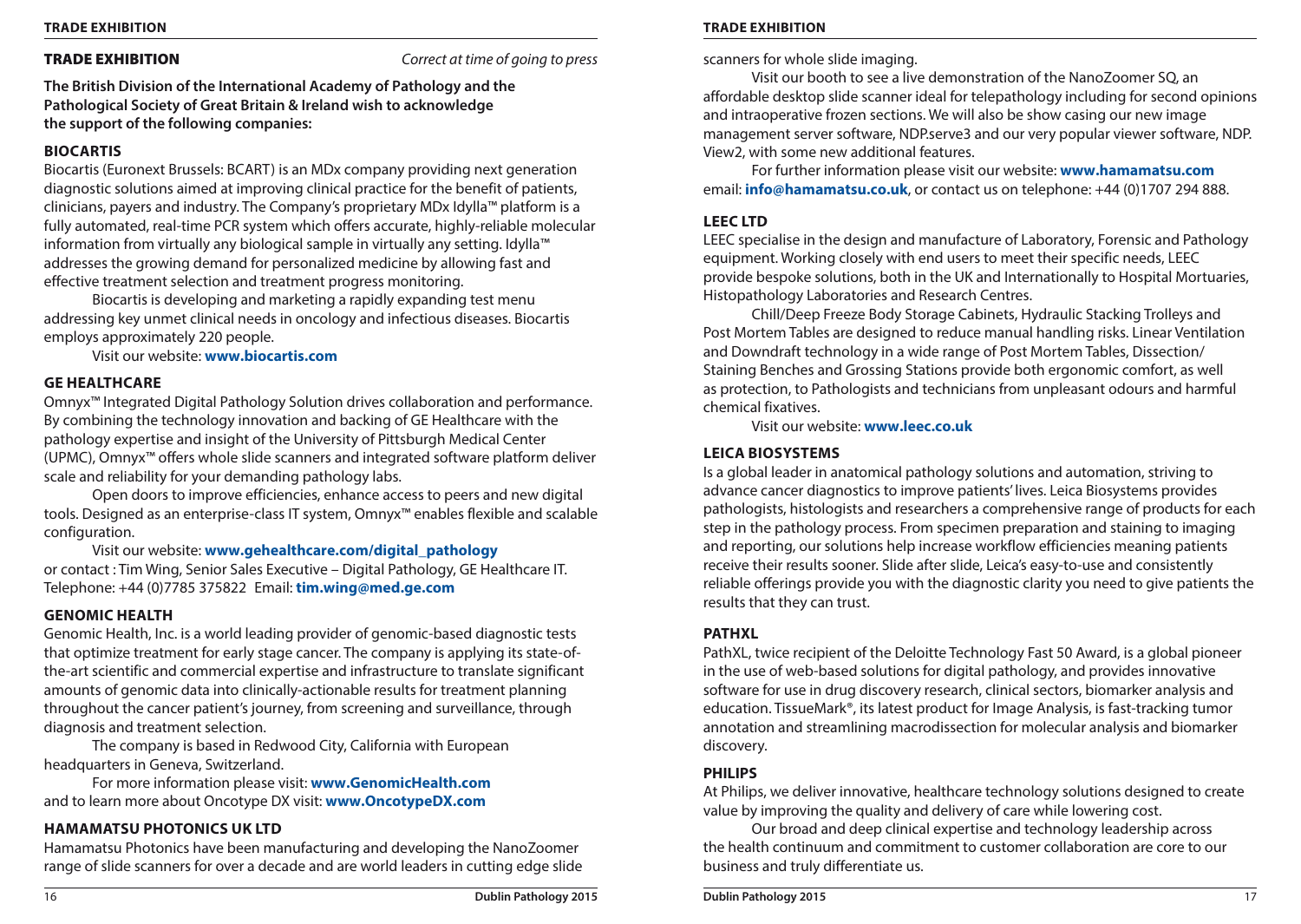## TRADE EXHIBITION

*Correct at time of going to press*

**The British Division of the International Academy of Pathology and the Pathological Society of Great Britain & Ireland wish to acknowledge the support of the following companies:**

### BIOCARTIS

Biocartis (Euronext Brussels: BCART) is an MDx company providing next generation diagnostic solutions aimed at improving clinical practice for the benefit of patients, clinicians, payers and industry. The Company's proprietary MDx Idylla™ platform is a fully automated, real-time PCR system which offers accurate, highly-reliable molecular information from virtually any biological sample in virtually any setting. Idylla™ addresses the growing demand for personalized medicine by allowing fast and effective treatment selection and treatment progress monitoring.

Biocartis is developing and marketing a rapidly expanding test menu addressing key unmet clinical needs in oncology and infectious diseases. Biocartis employs approximately 220 people.

Visit our website: **www.biocartis.com**

### GE HEALTHCARE

Omnyx™ Integrated Digital Pathology Solution drives collaboration and performance. By combining the technology innovation and backing of GE Healthcare with the pathology expertise and insight of the University of Pittsburgh Medical Center (UPMC), Omnyx™ offers whole slide scanners and integrated software platform deliver scale and reliability for your demanding pathology labs.

Open doors to improve efficiencies, enhance access to peers and new digital tools. Designed as an enterprise-class IT system, Omnyx™ enables flexible and scalable configuration.

Visit our website: **www.gehealthcare.com/digital_pathology**
or contact : Tim Wing, Senior Sales Executive – Digital Pathology, GE Healthcare IT.
Telephone: +44 (0)7785 375822 Email: **tim.wing@med.ge.com**

### GENOMIC HEALTH

Genomic Health, Inc. is a world leading provider of genomic-based diagnostic tests that optimize treatment for early stage cancer. The company is applying its state-of-the-art scientific and commercial expertise and infrastructure to translate significant amounts of genomic data into clinically-actionable results for treatment planning throughout the cancer patient's journey, from screening and surveillance, through diagnosis and treatment selection.

The company is based in Redwood City, California with European headquarters in Geneva, Switzerland.

For more information please visit: **www.GenomicHealth.com**
and to learn more about Oncotype DX visit: **www.OncotypeDX.com**

### HAMAMATSU PHOTONICS UK LTD

Hamamatsu Photonics have been manufacturing and developing the NanoZoomer range of slide scanners for over a decade and are world leaders in cutting edge slide scanners for whole slide imaging.

Visit our booth to see a live demonstration of the NanoZoomer SQ, an affordable desktop slide scanner ideal for telepathology including for second opinions and intraoperative frozen sections. We will also be show casing our new image management server software, NDP.serve3 and our very popular viewer software, NDP. View2, with some new additional features.

For further information please visit our website: **www.hamamatsu.com**
email: **info@hamamatsu.co.uk**, or contact us on telephone: +44 (0)1707 294 888.

### LEEC LTD

LEEC specialise in the design and manufacture of Laboratory, Forensic and Pathology equipment. Working closely with end users to meet their specific needs, LEEC provide bespoke solutions, both in the UK and Internationally to Hospital Mortuaries, Histopathology Laboratories and Research Centres.

Chill/Deep Freeze Body Storage Cabinets, Hydraulic Stacking Trolleys and Post Mortem Tables are designed to reduce manual handling risks. Linear Ventilation and Downdraft technology in a wide range of Post Mortem Tables, Dissection/ Staining Benches and Grossing Stations provide both ergonomic comfort, as well as protection, to Pathologists and technicians from unpleasant odours and harmful chemical fixatives.

Visit our website: **www.leec.co.uk**

### LEICA BIOSYSTEMS

Is a global leader in anatomical pathology solutions and automation, striving to advance cancer diagnostics to improve patients' lives. Leica Biosystems provides pathologists, histologists and researchers a comprehensive range of products for each step in the pathology process. From specimen preparation and staining to imaging and reporting, our solutions help increase workflow efficiencies meaning patients receive their results sooner. Slide after slide, Leica's easy-to-use and consistently reliable offerings provide you with the diagnostic clarity you need to give patients the results that they can trust.

### PATHXL

PathXL, twice recipient of the Deloitte Technology Fast 50 Award, is a global pioneer in the use of web-based solutions for digital pathology, and provides innovative software for use in drug discovery research, clinical sectors, biomarker analysis and education. TissueMark®, its latest product for Image Analysis, is fast-tracking tumor annotation and streamlining macrodissection for molecular analysis and biomarker discovery.

### PHILIPS

At Philips, we deliver innovative, healthcare technology solutions designed to create value by improving the quality and delivery of care while lowering cost.

Our broad and deep clinical expertise and technology leadership across the health continuum and commitment to customer collaboration are core to our business and truly differentiate us.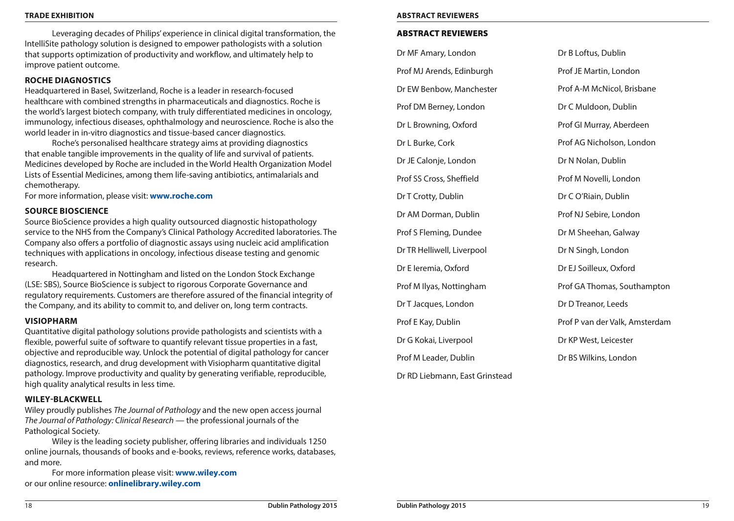Leveraging decades of Philips' experience in clinical digital transformation, the IntelliSite pathology solution is designed to empower pathologists with a solution that supports optimization of productivity and workflow, and ultimately help to improve patient outcome.

### ROCHE DIAGNOSTICS

Headquartered in Basel, Switzerland, Roche is a leader in research-focused healthcare with combined strengths in pharmaceuticals and diagnostics. Roche is the world's largest biotech company, with truly differentiated medicines in oncology, immunology, infectious diseases, ophthalmology and neuroscience. Roche is also the world leader in in-vitro diagnostics and tissue-based cancer diagnostics.

Roche's personalised healthcare strategy aims at providing diagnostics that enable tangible improvements in the quality of life and survival of patients. Medicines developed by Roche are included in the World Health Organization Model Lists of Essential Medicines, among them life-saving antibiotics, antimalarials and chemotherapy.

For more information, please visit: **www.roche.com**

### SOURCE BIOSCIENCE

Source BioScience provides a high quality outsourced diagnostic histopathology service to the NHS from the Company's Clinical Pathology Accredited laboratories. The Company also offers a portfolio of diagnostic assays using nucleic acid amplification techniques with applications in oncology, infectious disease testing and genomic research.

Headquartered in Nottingham and listed on the London Stock Exchange (LSE: SBS), Source BioScience is subject to rigorous Corporate Governance and regulatory requirements. Customers are therefore assured of the financial integrity of the Company, and its ability to commit to, and deliver on, long term contracts.

### VISIOPHARM

Quantitative digital pathology solutions provide pathologists and scientists with a flexible, powerful suite of software to quantify relevant tissue properties in a fast, objective and reproducible way. Unlock the potential of digital pathology for cancer diagnostics, research, and drug development with Visiopharm quantitative digital pathology. Improve productivity and quality by generating verifiable, reproducible, high quality analytical results in less time.

### WILEY-BLACKWELL

Wiley proudly publishes *The Journal of Pathology* and the new open access journal *The Journal of Pathology: Clinical Research* — the professional journals of the Pathological Society.

Wiley is the leading society publisher, offering libraries and individuals 1250 online journals, thousands of books and e-books, reviews, reference works, databases, and more.

For more information please visit: **www.wiley.com**
or our online resource: **onlinelibrary.wiley.com**

## ABSTRACT REVIEWERS

Dr MF Amary, London
Prof MJ Arends, Edinburgh
Dr EW Benbow, Manchester
Prof DM Berney, London
Dr L Browning, Oxford
Dr L Burke, Cork
Dr JE Calonje, London
Prof SS Cross, Sheffield
Dr T Crotty, Dublin
Dr AM Dorman, Dublin
Prof S Fleming, Dundee
Dr TR Helliwell, Liverpool
Dr E Ieremia, Oxford
Prof M Ilyas, Nottingham
Dr T Jacques, London
Prof E Kay, Dublin
Dr G Kokai, Liverpool
Prof M Leader, Dublin
Dr RD Liebmann, East Grinstead
Dr B Loftus, Dublin
Prof JE Martin, London
Prof A-M McNicol, Brisbane
Dr C Muldoon, Dublin
Prof GI Murray, Aberdeen
Prof AG Nicholson, London
Dr N Nolan, Dublin
Prof M Novelli, London
Dr C O'Riain, Dublin
Prof NJ Sebire, London
Dr M Sheehan, Galway
Dr N Singh, London
Dr EJ Soilleux, Oxford
Prof GA Thomas, Southampton
Dr D Treanor, Leeds
Prof P van der Valk, Amsterdam
Dr KP West, Leicester
Dr BS Wilkins, London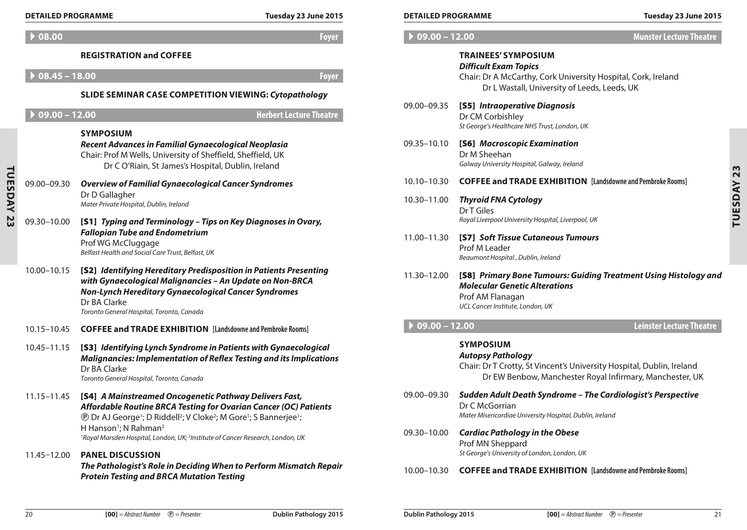## 08.00 — Foyer

**REGISTRATION and COFFEE**

## 08.45 – 18.00 — Foyer

**SLIDE SEMINAR CASE COMPETITION VIEWING: *Cytopathology***

## 09.00 – 12.00 — Herbert Lecture Theatre

**SYMPOSIUM**

***Recent Advances in Familial Gynaecological Neoplasia***

Chair: Prof M Wells, University of Sheffield, Sheffield, UK
Dr C O'Riain, St James's Hospital, Dublin, Ireland

09.00–09.30 ***Overview of Familial Gynaecological Cancer Syndromes***
Dr D Gallagher
*Mater Private Hospital, Dublin, Ireland*

09.30–10.00 **[S1]** ***Typing and Terminology – Tips on Key Diagnoses in Ovary, Fallopian Tube and Endometrium***
Prof WG McCluggage
*Belfast Health and Social Care Trust, Belfast, UK*

10.00–10.15 **[S2]** ***Identifying Hereditary Predisposition in Patients Presenting with Gynaecological Malignancies – An Update on Non-BRCA Non-Lynch Hereditary Gynaecological Cancer Syndromes***
Dr BA Clarke
*Toronto General Hospital, Toronto, Canada*

10.15–10.45 **COFFEE and TRADE EXHIBITION [Landsdowne and Pembroke Rooms]**

10.45–11.15 **[S3]** ***Identifying Lynch Syndrome in Patients with Gynaecological Malignancies: Implementation of Reflex Testing and its Implications***
Dr BA Clarke
*Toronto General Hospital, Toronto, Canada*

11.15–11.45 **[S4]** ***A Mainstreamed Oncogenetic Pathway Delivers Fast, Affordable Routine BRCA Testing for Ovarian Cancer (OC) Patients***
Ⓟ Dr AJ George[1]; D Riddell[2]; V Cloke[2]; M Gore[1]; S Bannerjee[1]; H Hanson[1]; N Rahman[2]
*[1]Royal Marsden Hospital, London, UK; [2]Institute of Cancer Research, London, UK*

11.45–12.00 **PANEL DISCUSSION**
***The Pathologist's Role in Deciding When to Perform Mismatch Repair Protein Testing and BRCA Mutation Testing***

## 09.00 – 12.00 — Munster Lecture Theatre

**TRAINEES' SYMPOSIUM**

***Difficult Exam Topics***

Chair: Dr A McCarthy, Cork University Hospital, Cork, Ireland
Dr L Wastall, University of Leeds, Leeds, UK

09.00–09.35 **[S5]** ***Intraoperative Diagnosis***
Dr CM Corbishley
*St George's Healthcare NHS Trust, London, UK*

09.35–10.10 **[S6]** ***Macroscopic Examination***
Dr M Sheehan
*Galway University Hospital, Galway, Ireland*

10.10–10.30 **COFFEE and TRADE EXHIBITION [Landsdowne and Pembroke Rooms]**

10.30–11.00 ***Thyroid FNA Cytology***
Dr T Giles
*Royal Liverpool University Hospital, Liverpool, UK*

11.00–11.30 **[S7]** ***Soft Tissue Cutaneous Tumours***
Prof M Leader
*Beaumont Hospital, Dublin, Ireland*

11.30–12.00 **[S8]** ***Primary Bone Tumours: Guiding Treatment Using Histology and Molecular Genetic Alterations***
Prof AM Flanagan
*UCL Cancer Institute, London, UK*

## 09.00 – 12.00 — Leinster Lecture Theatre

**SYMPOSIUM**

***Autopsy Pathology***

Chair: Dr T Crotty, St Vincent's University Hospital, Dublin, Ireland
Dr EW Benbow, Manchester Royal Infirmary, Manchester, UK

09.00–09.30 ***Sudden Adult Death Syndrome – The Cardiologist's Perspective***
Dr C McGorrian
*Mater Misericordiae University Hospital, Dublin, Ireland*

09.30–10.00 ***Cardiac Pathology in the Obese***
Prof MN Sheppard
*St George's University of London, London, UK*

10.00–10.30 **COFFEE and TRADE EXHIBITION [Landsdowne and Pembroke Rooms]**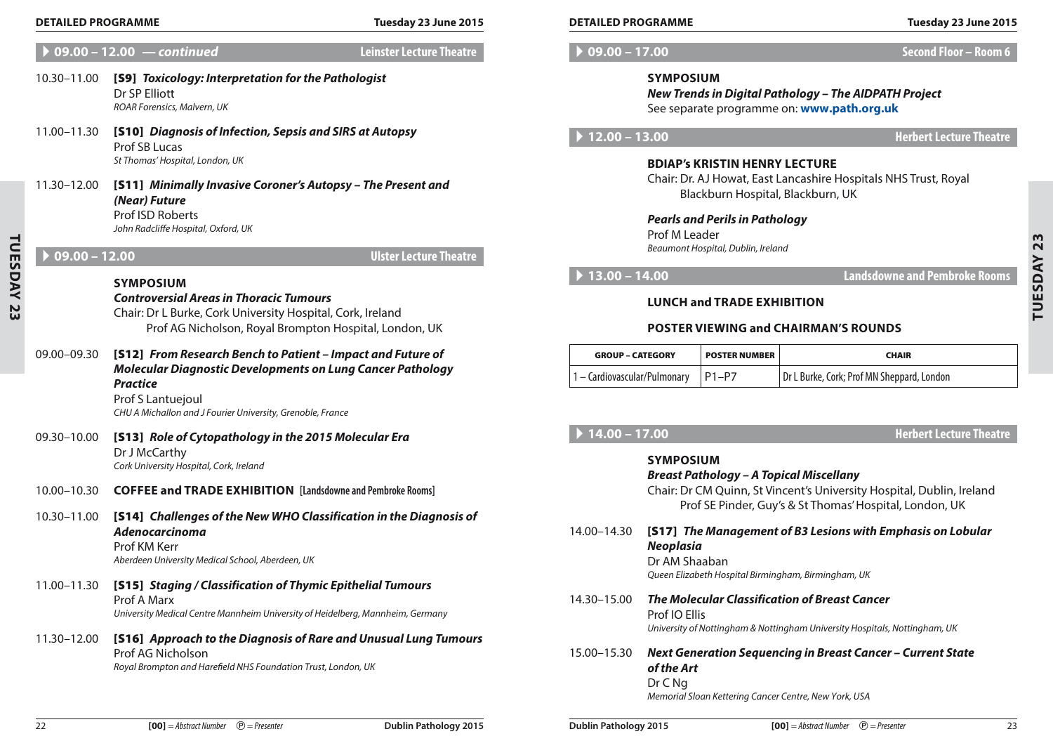## 09.00 – 12.00 — *continued* — Leinster Lecture Theatre

10.30–11.00 **[S9]** ***Toxicology: Interpretation for the Pathologist***
Dr SP Elliott
*ROAR Forensics, Malvern, UK*

11.00–11.30 **[S10]** ***Diagnosis of Infection, Sepsis and SIRS at Autopsy***
Prof SB Lucas
*St Thomas' Hospital, London, UK*

11.30–12.00 **[S11]** ***Minimally Invasive Coroner's Autopsy – The Present and (Near) Future***
Prof ISD Roberts
*John Radcliffe Hospital, Oxford, UK*

## 09.00 – 12.00 — Ulster Lecture Theatre

**SYMPOSIUM**
***Controversial Areas in Thoracic Tumours***
Chair: Dr L Burke, Cork University Hospital, Cork, Ireland
Prof AG Nicholson, Royal Brompton Hospital, London, UK

09.00–09.30 **[S12]** ***From Research Bench to Patient – Impact and Future of Molecular Diagnostic Developments on Lung Cancer Pathology Practice***
Prof S Lantuejoul
*CHU A Michallon and J Fourier University, Grenoble, France*

09.30–10.00 **[S13]** ***Role of Cytopathology in the 2015 Molecular Era***
Dr J McCarthy
*Cork University Hospital, Cork, Ireland*

10.00–10.30 **COFFEE and TRADE EXHIBITION** [Landsdowne and Pembroke Rooms]

10.30–11.00 **[S14]** ***Challenges of the New WHO Classification in the Diagnosis of Adenocarcinoma***
Prof KM Kerr
*Aberdeen University Medical School, Aberdeen, UK*

11.00–11.30 **[S15]** ***Staging / Classification of Thymic Epithelial Tumours***
Prof A Marx
*University Medical Centre Mannheim University of Heidelberg, Mannheim, Germany*

11.30–12.00 **[S16]** ***Approach to the Diagnosis of Rare and Unusual Lung Tumours***
Prof AG Nicholson
*Royal Brompton and Harefield NHS Foundation Trust, London, UK*

## 09.00 – 17.00 — Second Floor – Room 6

**SYMPOSIUM**
***New Trends in Digital Pathology – The AIDPATH Project***
See separate programme on: **www.path.org.uk**

## 12.00 – 13.00 — Herbert Lecture Theatre

**BDIAP's KRISTIN HENRY LECTURE**
Chair: Dr. AJ Howat, East Lancashire Hospitals NHS Trust, Royal Blackburn Hospital, Blackburn, UK

***Pearls and Perils in Pathology***
Prof M Leader
*Beaumont Hospital, Dublin, Ireland*

## 13.00 – 14.00 — Landsdowne and Pembroke Rooms

**LUNCH and TRADE EXHIBITION**

**POSTER VIEWING and CHAIRMAN'S ROUNDS**

| GROUP – CATEGORY | POSTER NUMBER | CHAIR |
|---|---|---|
| 1 – Cardiovascular/Pulmonary | P1–P7 | Dr L Burke, Cork; Prof MN Sheppard, London |

## 14.00 – 17.00 — Herbert Lecture Theatre

**SYMPOSIUM**
***Breast Pathology – A Topical Miscellany***
Chair: Dr CM Quinn, St Vincent's University Hospital, Dublin, Ireland
Prof SE Pinder, Guy's & St Thomas' Hospital, London, UK

14.00–14.30 **[S17]** ***The Management of B3 Lesions with Emphasis on Lobular Neoplasia***
Dr AM Shaaban
*Queen Elizabeth Hospital Birmingham, Birmingham, UK*

14.30–15.00 ***The Molecular Classification of Breast Cancer***
Prof IO Ellis
*University of Nottingham & Nottingham University Hospitals, Nottingham, UK*

15.00–15.30 ***Next Generation Sequencing in Breast Cancer – Current State of the Art***
Dr C Ng
*Memorial Sloan Kettering Cancer Centre, New York, USA*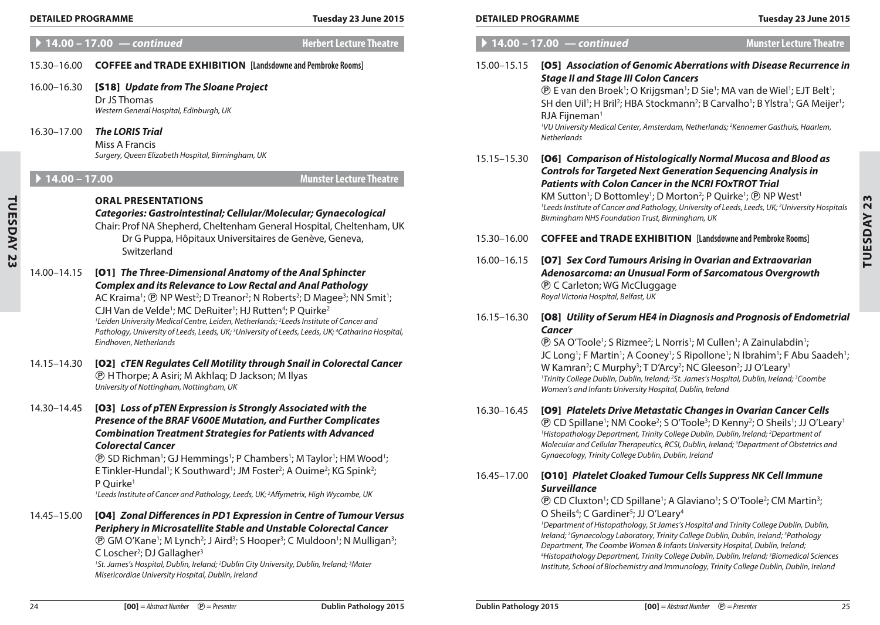### ▸ 14.00 – 17.00 — *continued* — Herbert Lecture Theatre

15.30–16.00 **COFFEE and TRADE EXHIBITION** [Landsdowne and Pembroke Rooms]

16.00–16.30 **[S18]** ***Update from The Sloane Project***
Dr JS Thomas
*Western General Hospital, Edinburgh, UK*

16.30–17.00 ***The LORIS Trial***
Miss A Francis
*Surgery, Queen Elizabeth Hospital, Birmingham, UK*

### ▸ 14.00 – 17.00 — Munster Lecture Theatre

**ORAL PRESENTATIONS**

***Categories: Gastrointestinal; Cellular/Molecular; Gynaecological***

Chair: Prof NA Shepherd, Cheltenham General Hospital, Cheltenham, UK
Dr G Puppa, Hôpitaux Universitaires de Genève, Geneva, Switzerland

14.00–14.15 **[O1]** ***The Three-Dimensional Anatomy of the Anal Sphincter Complex and its Relevance to Low Rectal and Anal Pathology***
AC Kraima[1]; Ⓟ NP West[2]; D Treanor[2]; N Roberts[2]; D Magee[3]; NN Smit[1]; CJH Van de Velde[1]; MC DeRuiter[1]; HJ Rutten[4]; P Quirke[2]
*[1]Leiden University Medical Centre, Leiden, Netherlands; [2]Leeds Institute of Cancer and Pathology, University of Leeds, Leeds, UK; [3]University of Leeds, Leeds, UK; [4]Catharina Hospital, Eindhoven, Netherlands*

14.15–14.30 **[O2]** ***cTEN Regulates Cell Motility through Snail in Colorectal Cancer***
Ⓟ H Thorpe; A Asiri; M Akhlaq; D Jackson; M Ilyas
*University of Nottingham, Nottingham, UK*

14.30–14.45 **[O3]** ***Loss of pTEN Expression is Strongly Associated with the Presence of the BRAF V600E Mutation, and Further Complicates Combination Treatment Strategies for Patients with Advanced Colorectal Cancer***
Ⓟ SD Richman[1]; GJ Hemmings[1]; P Chambers[1]; M Taylor[1]; HM Wood[1]; E Tinkler-Hundal[1]; K Southward[1]; JM Foster[2]; A Ouime[2]; KG Spink[2]; P Quirke[1]
*[1]Leeds Institute of Cancer and Pathology, Leeds, UK; [2]Affymetrix, High Wycombe, UK*

14.45–15.00 **[O4]** ***Zonal Differences in PD1 Expression in Centre of Tumour Versus Periphery in Microsatellite Stable and Unstable Colorectal Cancer***
Ⓟ GM O'Kane[1]; M Lynch[2]; J Aird[3]; S Hooper[3]; C Muldoon[1]; N Mulligan[3]; C Loscher[2]; DJ Gallagher[3]
*[1]St. James's Hospital, Dublin, Ireland; [2]Dublin City University, Dublin, Ireland; [3]Mater Misericordiae University Hospital, Dublin, Ireland*

### ▸ 14.00 – 17.00 — *continued* — Munster Lecture Theatre

15.00–15.15 **[O5]** ***Association of Genomic Aberrations with Disease Recurrence in Stage II and Stage III Colon Cancers***
Ⓟ E van den Broek[1]; O Krijgsman[1]; D Sie[1]; MA van de Wiel[1]; EJT Belt[1]; SH den Uil[1]; H Bril[2]; HBA Stockmann[2]; B Carvalho[1]; B Ylstra[1]; GA Meijer[1]; RJA Fijneman[1]
*[1]VU University Medical Center, Amsterdam, Netherlands; [2]Kennemer Gasthuis, Haarlem, Netherlands*

15.15–15.30 **[O6]** ***Comparison of Histologically Normal Mucosa and Blood as Controls for Targeted Next Generation Sequencing Analysis in Patients with Colon Cancer in the NCRI FOxTROT Trial***
KM Sutton[1]; D Bottomley[1]; D Morton[2]; P Quirke[1]; Ⓟ NP West[1]
*[1]Leeds Institute of Cancer and Pathology, University of Leeds, Leeds, UK; [2]University Hospitals Birmingham NHS Foundation Trust, Birmingham, UK*

15.30–16.00 **COFFEE and TRADE EXHIBITION** [Landsdowne and Pembroke Rooms]

16.00–16.15 **[O7]** ***Sex Cord Tumours Arising in Ovarian and Extraovarian Adenosarcoma: an Unusual Form of Sarcomatous Overgrowth***
Ⓟ C Carleton; WG McCluggage
*Royal Victoria Hospital, Belfast, UK*

16.15–16.30 **[O8]** ***Utility of Serum HE4 in Diagnosis and Prognosis of Endometrial Cancer***
Ⓟ SA O'Toole[1]; S Rizmee[2]; L Norris[1]; M Cullen[1]; A Zainulabdin[1]; JC Long[1]; F Martin[1]; A Cooney[1]; S Ripollone[1]; N Ibrahim[1]; F Abu Saadeh[1]; W Kamran[2]; C Murphy[3]; T D'Arcy[2]; NC Gleeson[2]; JJ O'Leary[1]
*[1]Trinity College Dublin, Dublin, Ireland; [2]St. James's Hospital, Dublin, Ireland; [3]Coombe Women's and Infants University Hospital, Dublin, Ireland*

16.30–16.45 **[O9]** ***Platelets Drive Metastatic Changes in Ovarian Cancer Cells***
Ⓟ CD Spillane[1]; NM Cooke[2]; S O'Toole[3]; D Kenny[2]; O Sheils[1]; JJ O'Leary[1]
*[1]Histopathology Department, Trinity College Dublin, Dublin, Ireland; [2]Department of Molecular and Cellular Therapeutics, RCSI, Dublin, Ireland; [3]Department of Obstetrics and Gynaecology, Trinity College Dublin, Dublin, Ireland*

16.45–17.00 **[O10]** ***Platelet Cloaked Tumour Cells Suppress NK Cell Immune Surveillance***
Ⓟ CD Cluxton[1]; CD Spillane[1]; A Glaviano[1]; S O'Toole[2]; CM Martin[3]; O Sheils[4]; C Gardiner[5]; JJ O'Leary[4]
*[1]Department of Histopathology, St James's Hospital and Trinity College Dublin, Dublin, Ireland; [2]Gynaecology Laboratory, Trinity College Dublin, Dublin, Ireland; [3]Pathology Department, The Coombe Women & Infants University Hospital, Dublin, Ireland; [4]Histopathology Department, Trinity College Dublin, Dublin, Ireland; [5]Biomedical Sciences Institute, School of Biochemistry and Immunology, Trinity College Dublin, Dublin, Ireland*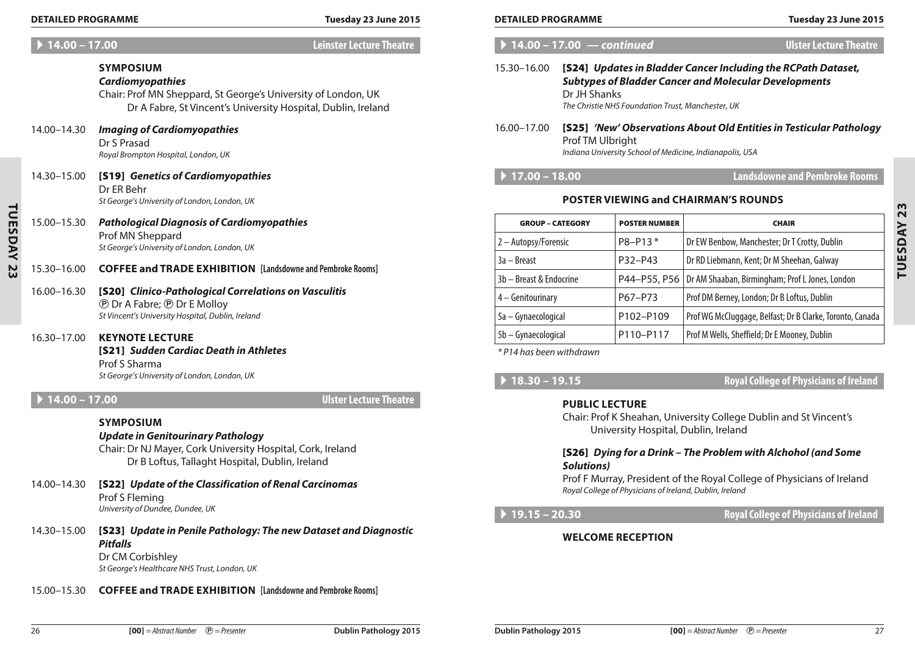## 14.00 – 17.00 — Leinster Lecture Theatre

**SYMPOSIUM**
***Cardiomyopathies***
Chair: Prof MN Sheppard, St George's University of London, UK
Dr A Fabre, St Vincent's University Hospital, Dublin, Ireland

14.00–14.30 ***Imaging of Cardiomyopathies***
Dr S Prasad
*Royal Brompton Hospital, London, UK*

14.30–15.00 **[S19]** ***Genetics of Cardiomyopathies***
Dr ER Behr
*St George's University of London, London, UK*

15.00–15.30 ***Pathological Diagnosis of Cardiomyopathies***
Prof MN Sheppard
*St George's University of London, London, UK*

15.30–16.00 **COFFEE and TRADE EXHIBITION** [Landsdowne and Pembroke Rooms]

16.00–16.30 **[S20]** ***Clinico-Pathological Correlations on Vasculitis***
Ⓟ Dr A Fabre; Ⓟ Dr E Molloy
*St Vincent's University Hospital, Dublin, Ireland*

16.30–17.00 **KEYNOTE LECTURE**
**[S21]** ***Sudden Cardiac Death in Athletes***
Prof S Sharma
*St George's University of London, London, UK*

## 14.00 – 17.00 — Ulster Lecture Theatre

**SYMPOSIUM**
***Update in Genitourinary Pathology***
Chair: Dr NJ Mayer, Cork University Hospital, Cork, Ireland
Dr B Loftus, Tallaght Hospital, Dublin, Ireland

14.00–14.30 **[S22]** ***Update of the Classification of Renal Carcinomas***
Prof S Fleming
*University of Dundee, Dundee, UK*

14.30–15.00 **[S23]** ***Update in Penile Pathology: The new Dataset and Diagnostic Pitfalls***
Dr CM Corbishley
*St George's Healthcare NHS Trust, London, UK*

15.00–15.30 **COFFEE and TRADE EXHIBITION** [Landsdowne and Pembroke Rooms]

## 14.00 – 17.00 — *continued* — Ulster Lecture Theatre

15.30–16.00 **[S24]** ***Updates in Bladder Cancer Including the RCPath Dataset, Subtypes of Bladder Cancer and Molecular Developments***
Dr JH Shanks
*The Christie NHS Foundation Trust, Manchester, UK*

16.00–17.00 **[S25]** ***'New' Observations About Old Entities in Testicular Pathology***
Prof TM Ulbright
*Indiana University School of Medicine, Indianapolis, USA*

## 17.00 – 18.00 — Landsdowne and Pembroke Rooms

**POSTER VIEWING and CHAIRMAN'S ROUNDS**

| GROUP – CATEGORY | POSTER NUMBER | CHAIR |
|---|---|---|
| 2 – Autopsy/Forensic | P8–P13 * | Dr EW Benbow, Manchester; Dr T Crotty, Dublin |
| 3a – Breast | P32–P43 | Dr RD Liebmann, Kent; Dr M Sheehan, Galway |
| 3b – Breast & Endocrine | P44–P55, P56 | Dr AM Shaaban, Birmingham; Prof L Jones, London |
| 4 – Genitourinary | P67–P73 | Prof DM Berney, London; Dr B Loftus, Dublin |
| 5a – Gynaecological | P102–P109 | Prof WG McCluggage, Belfast; Dr B Clarke, Toronto, Canada |
| 5b – Gynaecological | P110–P117 | Prof M Wells, Sheffield; Dr E Mooney, Dublin |

*\* P14 has been withdrawn*

## 18.30 – 19.15 — Royal College of Physicians of Ireland

**PUBLIC LECTURE**
Chair: Prof K Sheahan, University College Dublin and St Vincent's University Hospital, Dublin, Ireland

**[S26]** ***Dying for a Drink – The Problem with Alchohol (and Some Solutions)***
Prof F Murray, President of the Royal College of Physicians of Ireland
*Royal College of Physicians of Ireland, Dublin, Ireland*

## 19.15 – 20.30 — Royal College of Physicians of Ireland

**WELCOME RECEPTION**

**[00]** = *Abstract Number* Ⓟ = *Presenter*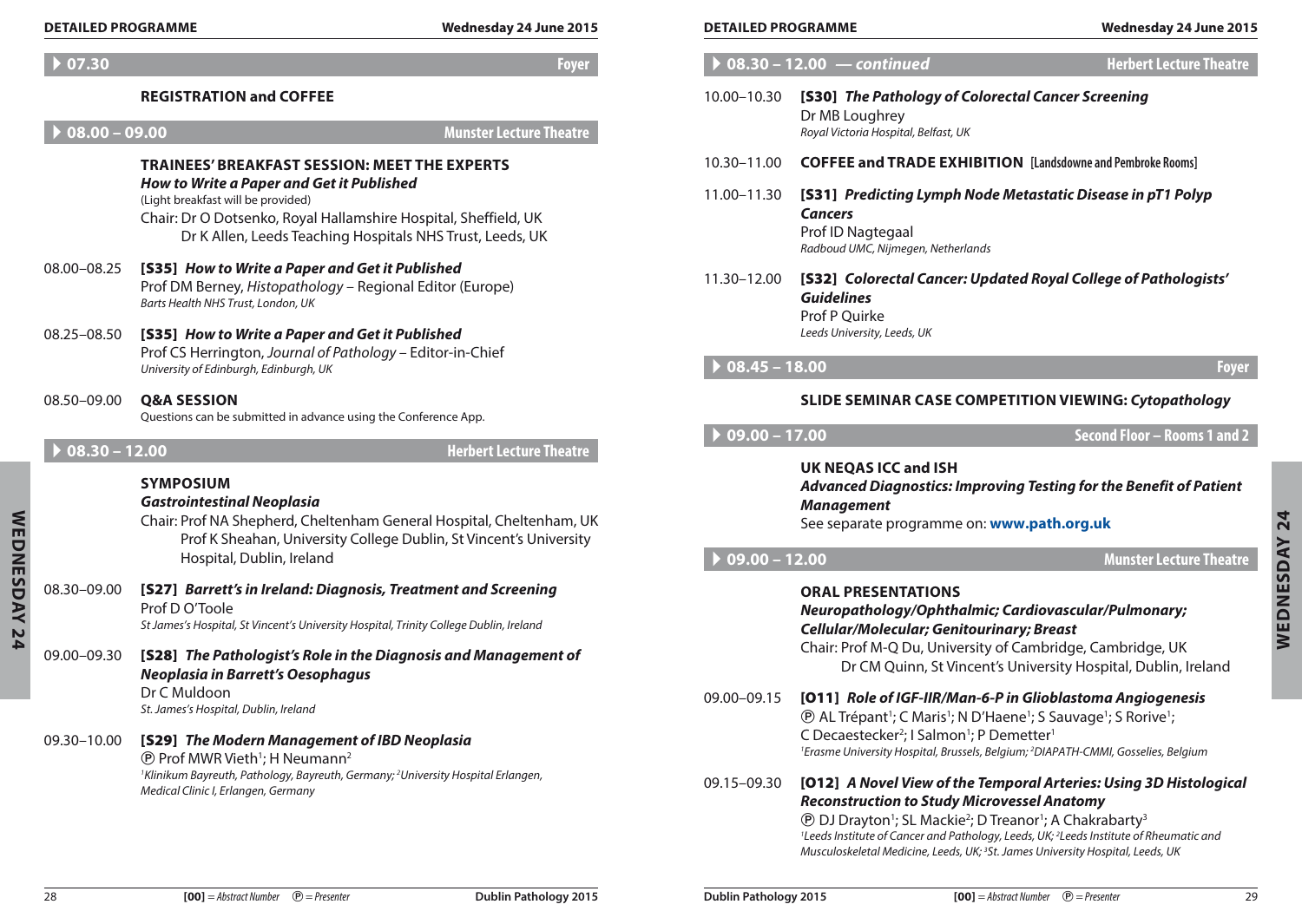### ▶ 07.30 — Foyer

**REGISTRATION and COFFEE**

### ▶ 08.00 – 09.00 — Munster Lecture Theatre

**TRAINEES' BREAKFAST SESSION: MEET THE EXPERTS**
***How to Write a Paper and Get it Published***
(Light breakfast will be provided)
Chair: Dr O Dotsenko, Royal Hallamshire Hospital, Sheffield, UK
Dr K Allen, Leeds Teaching Hospitals NHS Trust, Leeds, UK

08.00–08.25 **[S35]** ***How to Write a Paper and Get it Published***
Prof DM Berney, *Histopathology* – Regional Editor (Europe)
*Barts Health NHS Trust, London, UK*

08.25–08.50 **[S35]** ***How to Write a Paper and Get it Published***
Prof CS Herrington, *Journal of Pathology* – Editor-in-Chief
*University of Edinburgh, Edinburgh, UK*

08.50–09.00 **Q&A SESSION**
Questions can be submitted in advance using the Conference App.

### ▶ 08.30 – 12.00 — Herbert Lecture Theatre

**SYMPOSIUM**
***Gastrointestinal Neoplasia***
Chair: Prof NA Shepherd, Cheltenham General Hospital, Cheltenham, UK
Prof K Sheahan, University College Dublin, St Vincent's University Hospital, Dublin, Ireland

08.30–09.00 **[S27]** ***Barrett's in Ireland: Diagnosis, Treatment and Screening***
Prof D O'Toole
*St James's Hospital, St Vincent's University Hospital, Trinity College Dublin, Ireland*

09.00–09.30 **[S28]** ***The Pathologist's Role in the Diagnosis and Management of Neoplasia in Barrett's Oesophagus***
Dr C Muldoon
*St. James's Hospital, Dublin, Ireland*

09.30–10.00 **[S29]** ***The Modern Management of IBD Neoplasia***
Ⓟ Prof MWR Vieth[1]; H Neumann[2]
*[1]Klinikum Bayreuth, Pathology, Bayreuth, Germany; [2]University Hospital Erlangen, Medical Clinic I, Erlangen, Germany*

### ▶ 08.30 – 12.00 — *continued* — Herbert Lecture Theatre

10.00–10.30 **[S30]** ***The Pathology of Colorectal Cancer Screening***
Dr MB Loughrey
*Royal Victoria Hospital, Belfast, UK*

10.30–11.00 **COFFEE and TRADE EXHIBITION** **[Landsdowne and Pembroke Rooms]**

11.00–11.30 **[S31]** ***Predicting Lymph Node Metastatic Disease in pT1 Polyp Cancers***
Prof ID Nagtegaal
*Radboud UMC, Nijmegen, Netherlands*

11.30–12.00 **[S32]** ***Colorectal Cancer: Updated Royal College of Pathologists' Guidelines***
Prof P Quirke
*Leeds University, Leeds, UK*

### ▶ 08.45 – 18.00 — Foyer

**SLIDE SEMINAR CASE COMPETITION VIEWING:** ***Cytopathology***

### ▶ 09.00 – 17.00 — Second Floor – Rooms 1 and 2

**UK NEQAS ICC and ISH**
***Advanced Diagnostics: Improving Testing for the Benefit of Patient Management***
See separate programme on: **www.path.org.uk**

### ▶ 09.00 – 12.00 — Munster Lecture Theatre

**ORAL PRESENTATIONS**
***Neuropathology/Ophthalmic; Cardiovascular/Pulmonary; Cellular/Molecular; Genitourinary; Breast***
Chair: Prof M-Q Du, University of Cambridge, Cambridge, UK
Dr CM Quinn, St Vincent's University Hospital, Dublin, Ireland

09.00–09.15 **[O11]** ***Role of IGF-IIR/Man-6-P in Glioblastoma Angiogenesis***
Ⓟ AL Trépant[1]; C Maris[1]; N D'Haene[1]; S Sauvage[1]; S Rorive[1]; C Decaestecker[2]; I Salmon[1]; P Demetter[1]
*[1]Erasme University Hospital, Brussels, Belgium; [2]DIAPATH-CMMI, Gosselies, Belgium*

09.15–09.30 **[O12]** ***A Novel View of the Temporal Arteries: Using 3D Histological Reconstruction to Study Microvessel Anatomy***
Ⓟ DJ Drayton[1]; SL Mackie[2]; D Treanor[1]; A Chakrabarty[3]
*[1]Leeds Institute of Cancer and Pathology, Leeds, UK; [2]Leeds Institute of Rheumatic and Musculoskeletal Medicine, Leeds, UK; [3]St. James University Hospital, Leeds, UK*

**[00]** = *Abstract Number* Ⓟ = *Presenter*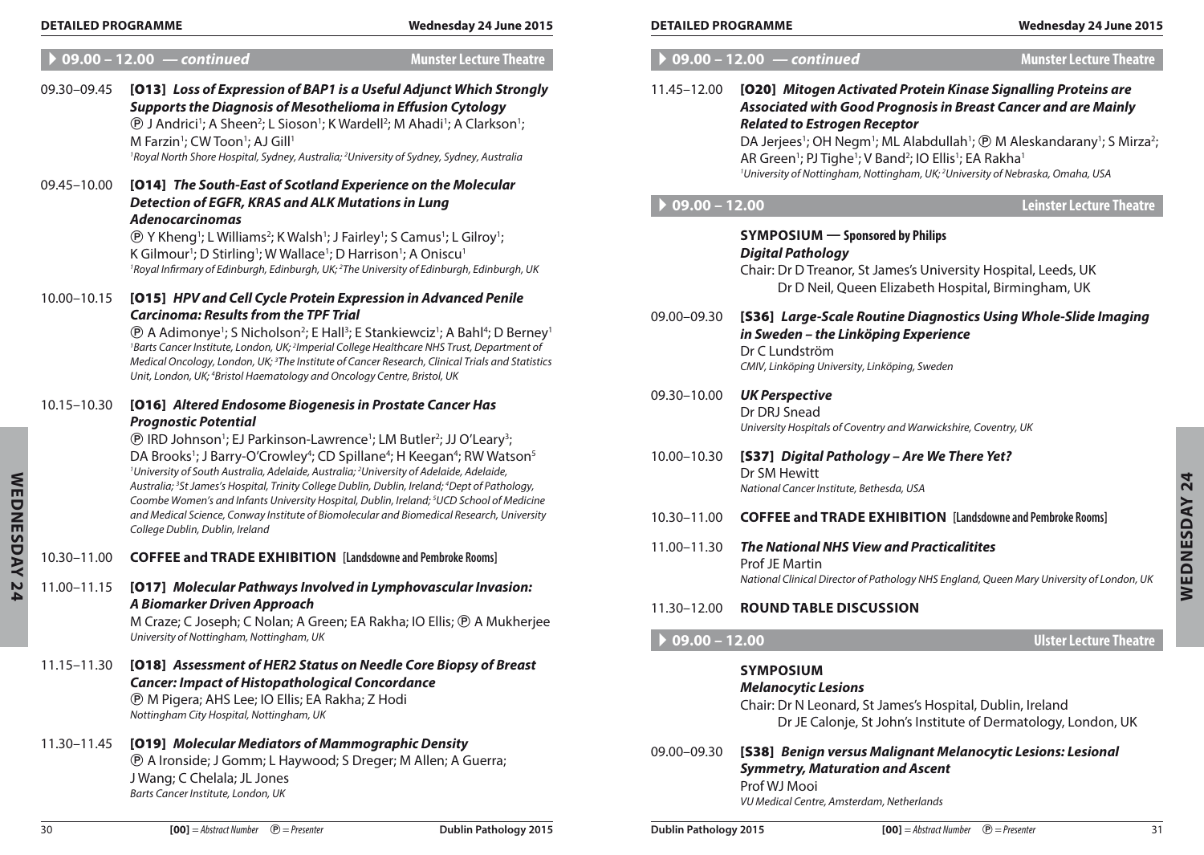## 09.00 – 12.00 — *continued* — Munster Lecture Theatre

09.30–09.45 **[O13]** ***Loss of Expression of BAP1 is a Useful Adjunct Which Strongly Supports the Diagnosis of Mesothelioma in Effusion Cytology***
Ⓟ J Andrici[1]; A Sheen[2]; L Sioson[1]; K Wardell[2]; M Ahadi[1]; A Clarkson[1]; M Farzin[1]; CW Toon[1]; AJ Gill[1]
*[1]Royal North Shore Hospital, Sydney, Australia; [2]University of Sydney, Sydney, Australia*

09.45–10.00 **[O14]** ***The South-East of Scotland Experience on the Molecular Detection of EGFR, KRAS and ALK Mutations in Lung Adenocarcinomas***
Ⓟ Y Kheng[1]; L Williams[2]; K Walsh[1]; J Fairley[1]; S Camus[1]; L Gilroy[1]; K Gilmour[1]; D Stirling[1]; W Wallace[1]; D Harrison[1]; A Oniscu[1]
*[1]Royal Infirmary of Edinburgh, Edinburgh, UK; [2]The University of Edinburgh, Edinburgh, UK*

10.00–10.15 **[O15]** ***HPV and Cell Cycle Protein Expression in Advanced Penile Carcinoma: Results from the TPF Trial***
Ⓟ A Adimonye[1]; S Nicholson[2]; E Hall[3]; E Stankiewciz[1]; A Bahl[4]; D Berney[1]
*[1]Barts Cancer Institute, London, UK; [2]Imperial College Healthcare NHS Trust, Department of Medical Oncology, London, UK; [3]The Institute of Cancer Research, Clinical Trials and Statistics Unit, London, UK; [4]Bristol Haematology and Oncology Centre, Bristol, UK*

10.15–10.30 **[O16]** ***Altered Endosome Biogenesis in Prostate Cancer Has Prognostic Potential***
Ⓟ IRD Johnson[1]; EJ Parkinson-Lawrence[1]; LM Butler[2]; JJ O'Leary[3]; DA Brooks[1]; J Barry-O'Crowley[4]; CD Spillane[4]; H Keegan[4]; RW Watson[5]
*[1]University of South Australia, Adelaide, Australia; [2]University of Adelaide, Adelaide, Australia; [3]St James's Hospital, Trinity College Dublin, Dublin, Ireland; [4]Dept of Pathology, Coombe Women's and Infants University Hospital, Dublin, Ireland; [5]UCD School of Medicine and Medical Science, Conway Institute of Biomolecular and Biomedical Research, University College Dublin, Dublin, Ireland*

10.30–11.00 **COFFEE and TRADE EXHIBITION** **[Lansdowne and Pembroke Rooms]**

11.00–11.15 **[O17]** ***Molecular Pathways Involved in Lymphovascular Invasion: A Biomarker Driven Approach***
M Craze; C Joseph; C Nolan; A Green; EA Rakha; IO Ellis; Ⓟ A Mukherjee
*University of Nottingham, Nottingham, UK*

11.15–11.30 **[O18]** ***Assessment of HER2 Status on Needle Core Biopsy of Breast Cancer: Impact of Histopathological Concordance***
Ⓟ M Pigera; AHS Lee; IO Ellis; EA Rakha; Z Hodi
*Nottingham City Hospital, Nottingham, UK*

11.30–11.45 **[O19]** ***Molecular Mediators of Mammographic Density***
Ⓟ A Ironside; J Gomm; L Haywood; S Dreger; M Allen; A Guerra; J Wang; C Chelala; JL Jones
*Barts Cancer Institute, London, UK*

11.45–12.00 **[O20]** ***Mitogen Activated Protein Kinase Signalling Proteins are Associated with Good Prognosis in Breast Cancer and are Mainly Related to Estrogen Receptor***
DA Jerjees[1]; OH Negm[1]; ML Alabdullah[1]; Ⓟ M Aleskandarany[1]; S Mirza[2]; AR Green[1]; PJ Tighe[1]; V Band[2]; IO Ellis[1]; EA Rakha[1]
*[1]University of Nottingham, Nottingham, UK; [2]University of Nebraska, Omaha, USA*

## 09.00 – 12.00 — Leinster Lecture Theatre

**SYMPOSIUM — Sponsored by Philips**
***Digital Pathology***
Chair: Dr D Treanor, St James's University Hospital, Leeds, UK
Dr D Neil, Queen Elizabeth Hospital, Birmingham, UK

09.00–09.30 **[S36]** ***Large-Scale Routine Diagnostics Using Whole-Slide Imaging in Sweden – the Linköping Experience***
Dr C Lundström
*CMIV, Linköping University, Linköping, Sweden*

09.30–10.00 ***UK Perspective***
Dr DRJ Snead
*University Hospitals of Coventry and Warwickshire, Coventry, UK*

10.00–10.30 **[S37]** ***Digital Pathology – Are We There Yet?***
Dr SM Hewitt
*National Cancer Institute, Bethesda, USA*

10.30–11.00 **COFFEE and TRADE EXHIBITION** **[Lansdowne and Pembroke Rooms]**

11.00–11.30 ***The National NHS View and Practicalitites***
Prof JE Martin
*National Clinical Director of Pathology NHS England, Queen Mary University of London, UK*

11.30–12.00 **ROUND TABLE DISCUSSION**

## 09.00 – 12.00 — Ulster Lecture Theatre

**SYMPOSIUM**
***Melanocytic Lesions***
Chair: Dr N Leonard, St James's Hospital, Dublin, Ireland
Dr JE Calonje, St John's Institute of Dermatology, London, UK

09.00–09.30 **[S38]** ***Benign versus Malignant Melanocytic Lesions: Lesional Symmetry, Maturation and Ascent***
Prof WJ Mooi
*VU Medical Centre, Amsterdam, Netherlands*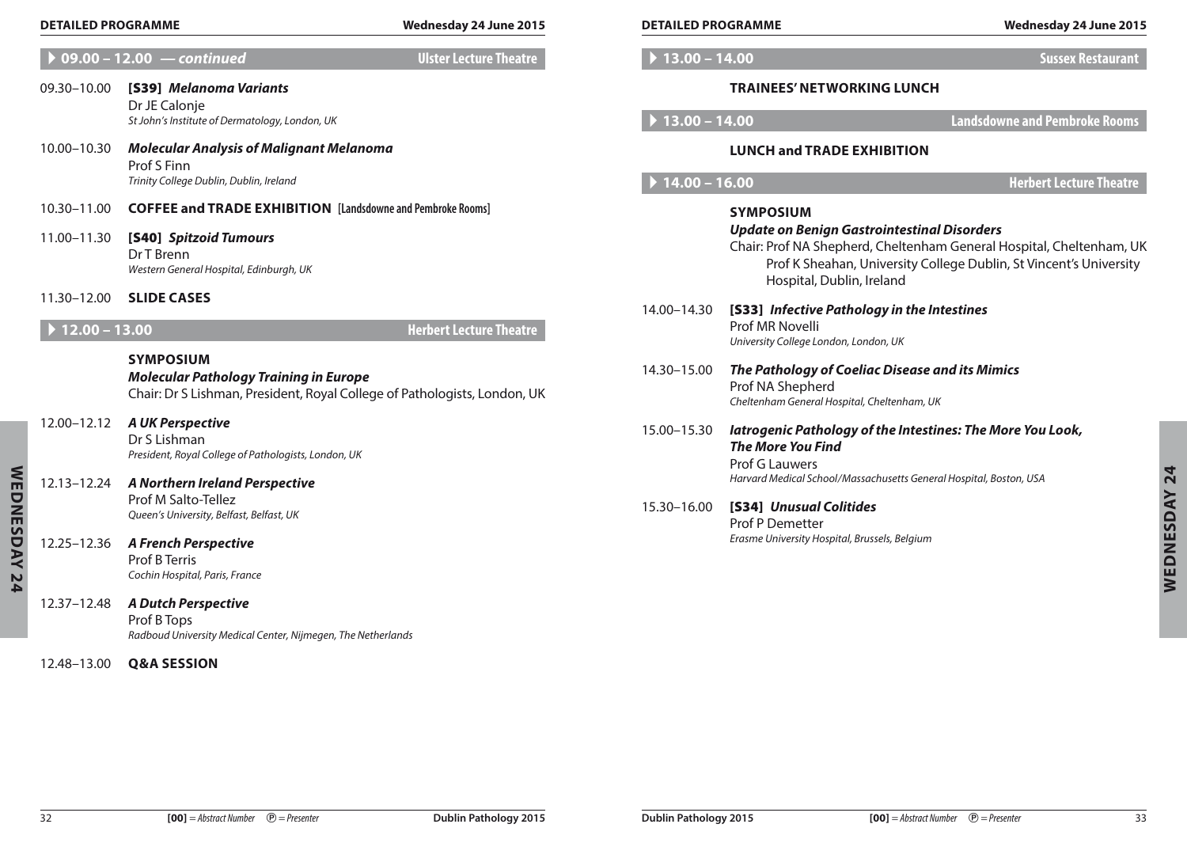### 09.00 – 12.00 — *continued* — Ulster Lecture Theatre

09.30–10.00 **[S39]** ***Melanoma Variants***
Dr JE Calonje
*St John's Institute of Dermatology, London, UK*

10.00–10.30 ***Molecular Analysis of Malignant Melanoma***
Prof S Finn
*Trinity College Dublin, Dublin, Ireland*

10.30–11.00 **COFFEE and TRADE EXHIBITION** **[Landsdowne and Pembroke Rooms]**

11.00–11.30 **[S40]** ***Spitzoid Tumours***
Dr T Brenn
*Western General Hospital, Edinburgh, UK*

11.30–12.00 **SLIDE CASES**

### 12.00 – 13.00 — Herbert Lecture Theatre

**SYMPOSIUM**
***Molecular Pathology Training in Europe***
Chair: Dr S Lishman, President, Royal College of Pathologists, London, UK

12.00–12.12 ***A UK Perspective***
Dr S Lishman
*President, Royal College of Pathologists, London, UK*

12.13–12.24 ***A Northern Ireland Perspective***
Prof M Salto-Tellez
*Queen's University, Belfast, Belfast, UK*

12.25–12.36 ***A French Perspective***
Prof B Terris
*Cochin Hospital, Paris, France*

12.37–12.48 ***A Dutch Perspective***
Prof B Tops
*Radboud University Medical Center, Nijmegen, The Netherlands*

12.48–13.00 **Q&A SESSION**

### 13.00 – 14.00 — Sussex Restaurant

**TRAINEES' NETWORKING LUNCH**

### 13.00 – 14.00 — Landsdowne and Pembroke Rooms

**LUNCH and TRADE EXHIBITION**

### 14.00 – 16.00 — Herbert Lecture Theatre

**SYMPOSIUM**
***Update on Benign Gastrointestinal Disorders***
Chair: Prof NA Shepherd, Cheltenham General Hospital, Cheltenham, UK
Prof K Sheahan, University College Dublin, St Vincent's University Hospital, Dublin, Ireland

14.00–14.30 **[S33]** ***Infective Pathology in the Intestines***
Prof MR Novelli
*University College London, London, UK*

14.30–15.00 ***The Pathology of Coeliac Disease and its Mimics***
Prof NA Shepherd
*Cheltenham General Hospital, Cheltenham, UK*

15.00–15.30 ***Iatrogenic Pathology of the Intestines: The More You Look, The More You Find***
Prof G Lauwers
*Harvard Medical School/Massachusetts General Hospital, Boston, USA*

15.30–16.00 **[S34]** ***Unusual Colitides***
Prof P Demetter
*Erasme University Hospital, Brussels, Belgium*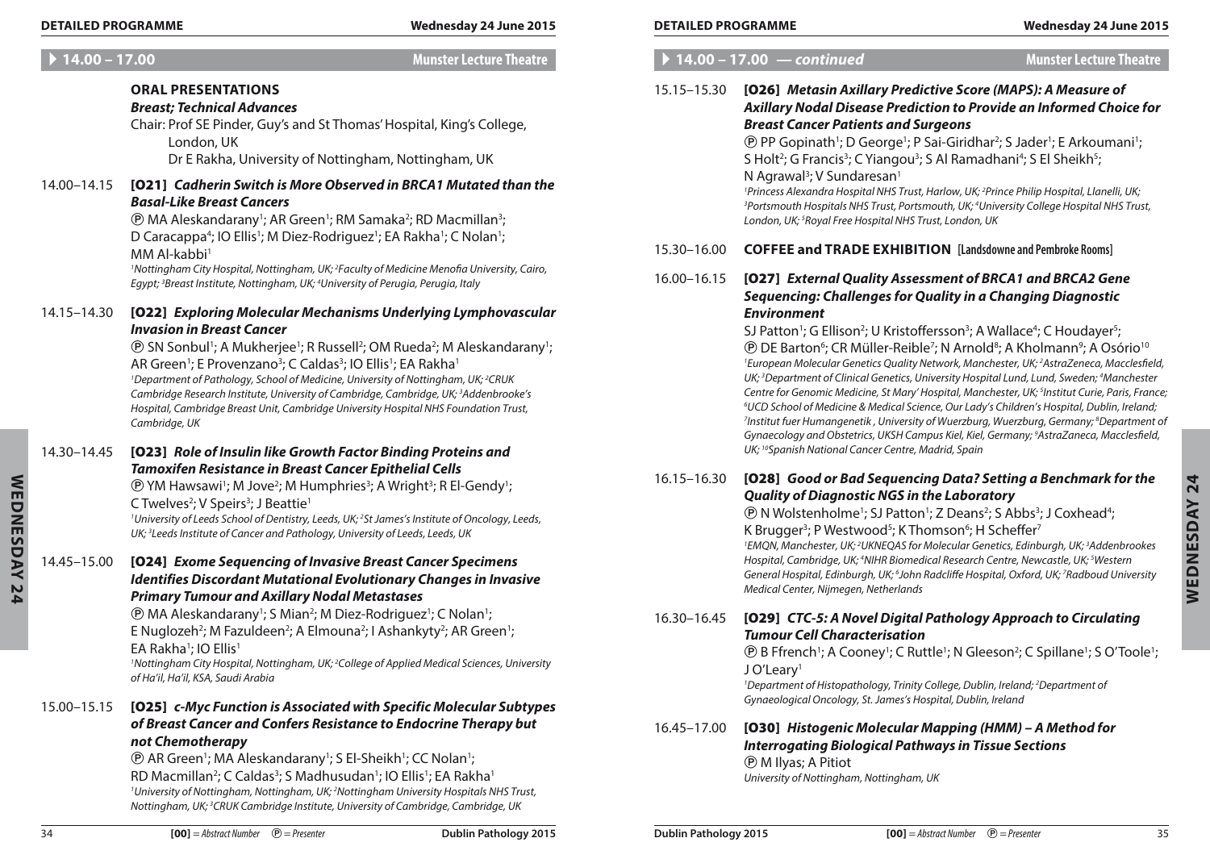## 14.00 – 17.00 — Munster Lecture Theatre

### ORAL PRESENTATIONS

***Breast; Technical Advances***

Chair: Prof SE Pinder, Guy's and St Thomas' Hospital, King's College, London, UK
Dr E Rakha, University of Nottingham, Nottingham, UK

**14.00–14.15** **[O21]** ***Cadherin Switch is More Observed in BRCA1 Mutated than the Basal-Like Breast Cancers***

Ⓟ MA Aleskandarany[1]; AR Green[1]; RM Samaka[2]; RD Macmillan[3]; D Caracappa[4]; IO Ellis[1]; M Diez-Rodriguez[1]; EA Rakha[1]; C Nolan[1]; MM Al-kabbi[1]

*[1]Nottingham City Hospital, Nottingham, UK; [2]Faculty of Medicine Menofia University, Cairo, Egypt; [3]Breast Institute, Nottingham, UK; [4]University of Perugia, Perugia, Italy*

**14.15–14.30** **[O22]** ***Exploring Molecular Mechanisms Underlying Lymphovascular Invasion in Breast Cancer***

Ⓟ SN Sonbul[1]; A Mukherjee[1]; R Russell[2]; OM Rueda[2]; M Aleskandarany[1]; AR Green[1]; E Provenzano[3]; C Caldas[3]; IO Ellis[1]; EA Rakha[1]

*[1]Department of Pathology, School of Medicine, University of Nottingham, UK; [2]CRUK Cambridge Research Institute, University of Cambridge, Cambridge, UK; [3]Addenbrooke's Hospital, Cambridge Breast Unit, Cambridge University Hospital NHS Foundation Trust, Cambridge, UK*

**14.30–14.45** **[O23]** ***Role of Insulin like Growth Factor Binding Proteins and Tamoxifen Resistance in Breast Cancer Epithelial Cells***

Ⓟ YM Hawsawi[1]; M Jove[2]; M Humphries[3]; A Wright[3]; R El-Gendy[1]; C Twelves[2]; V Speirs[3]; J Beattie[1]

*[1]University of Leeds School of Dentistry, Leeds, UK; [2]St James's Institute of Oncology, Leeds, UK; [3]Leeds Institute of Cancer and Pathology, University of Leeds, Leeds, UK*

**14.45–15.00** **[O24]** ***Exome Sequencing of Invasive Breast Cancer Specimens Identifies Discordant Mutational Evolutionary Changes in Invasive Primary Tumour and Axillary Nodal Metastases***

Ⓟ MA Aleskandarany[1]; S Mian[2]; M Diez-Rodriguez[1]; C Nolan[1]; E Nuglozeh[2]; M Fazuldeen[2]; A Elmouna[2]; I Ashankyty[2]; AR Green[1]; EA Rakha[1]; IO Ellis[1]

*[1]Nottingham City Hospital, Nottingham, UK; [2]College of Applied Medical Sciences, University of Ha'il, Ha'il, KSA, Saudi Arabia*

**15.00–15.15** **[O25]** ***c-Myc Function is Associated with Specific Molecular Subtypes of Breast Cancer and Confers Resistance to Endocrine Therapy but not Chemotherapy***

Ⓟ AR Green[1]; MA Aleskandarany[1]; S El-Sheikh[1]; CC Nolan[1]; RD Macmillan[2]; C Caldas[3]; S Madhusudan[1]; IO Ellis[1]; EA Rakha[1]

*[1]University of Nottingham, Nottingham, UK; [2]Nottingham University Hospitals NHS Trust, Nottingham, UK; [3]CRUK Cambridge Institute, University of Cambridge, Cambridge, UK*

## 14.00 – 17.00 — continued — Munster Lecture Theatre

**15.15–15.30** **[O26]** ***Metasin Axillary Predictive Score (MAPS): A Measure of Axillary Nodal Disease Prediction to Provide an Informed Choice for Breast Cancer Patients and Surgeons***

Ⓟ PP Gopinath[1]; D George[1]; P Sai-Giridhar[2]; S Jader[1]; E Arkoumani[1]; S Holt[2]; G Francis[3]; C Yiangou[3]; S Al Ramadhani[4]; S El Sheikh[5]; N Agrawal[3]; V Sundaresan[1]

*[1]Princess Alexandra Hospital NHS Trust, Harlow, UK; [2]Prince Philip Hospital, Llanelli, UK; [3]Portsmouth Hospitals NHS Trust, Portsmouth, UK; [4]University College Hospital NHS Trust, London, UK; [5]Royal Free Hospital NHS Trust, London, UK*

**15.30–16.00** **COFFEE and TRADE EXHIBITION [Lansdowne and Pembroke Rooms]**

**16.00–16.15** **[O27]** ***External Quality Assessment of BRCA1 and BRCA2 Gene Sequencing: Challenges for Quality in a Changing Diagnostic Environment***

SJ Patton[1]; G Ellison[2]; U Kristoffersson[3]; A Wallace[4]; C Houdayer[5]; Ⓟ DE Barton[6]; CR Müller-Reible[7]; N Arnold[8]; A Kholmann[9]; A Osório[10]

*[1]European Molecular Genetics Quality Network, Manchester, UK; [2]AstraZeneca, Macclesfield, UK; [3]Department of Clinical Genetics, University Hospital Lund, Lund, Sweden; [4]Manchester Centre for Genomic Medicine, St Mary' Hospital, Manchester, UK; [5]Institut Curie, Paris, France; [6]UCD School of Medicine & Medical Science, Our Lady's Children's Hospital, Dublin, Ireland; [7]Institut fuer Humangenetik , University of Wuerzburg, Wuerzburg, Germany; [8]Department of Gynaecology and Obstetrics, UKSH Campus Kiel, Kiel, Germany; [9]AstraZeneca, Macclesfield, UK; [10]Spanish National Cancer Centre, Madrid, Spain*

**16.15–16.30** **[O28]** ***Good or Bad Sequencing Data? Setting a Benchmark for the Quality of Diagnostic NGS in the Laboratory***

Ⓟ N Wolstenholme[1]; SJ Patton[1]; Z Deans[2]; S Abbs[3]; J Coxhead[4]; K Brugger[3]; P Westwood[5]; K Thomson[6]; H Scheffer[7]

*[1]EMQN, Manchester, UK; [2]UKNEQAS for Molecular Genetics, Edinburgh, UK; [3]Addenbrookes Hospital, Cambridge, UK; [4]NIHR Biomedical Research Centre, Newcastle, UK; [5]Western General Hospital, Edinburgh, UK; [6]John Radcliffe Hospital, Oxford, UK; [7]Radboud University Medical Center, Nijmegen, Netherlands*

**16.30–16.45** **[O29]** ***CTC-5: A Novel Digital Pathology Approach to Circulating Tumour Cell Characterisation***

Ⓟ B Ffrench[1]; A Cooney[1]; C Ruttle[1]; N Gleeson[2]; C Spillane[1]; S O'Toole[1]; J O'Leary[1]

*[1]Department of Histopathology, Trinity College, Dublin, Ireland; [2]Department of Gynaecological Oncology, St. James's Hospital, Dublin, Ireland*

**16.45–17.00** **[O30]** ***Histogenic Molecular Mapping (HMM) – A Method for Interrogating Biological Pathways in Tissue Sections***

Ⓟ M Ilyas; A Pitiot

*University of Nottingham, Nottingham, UK*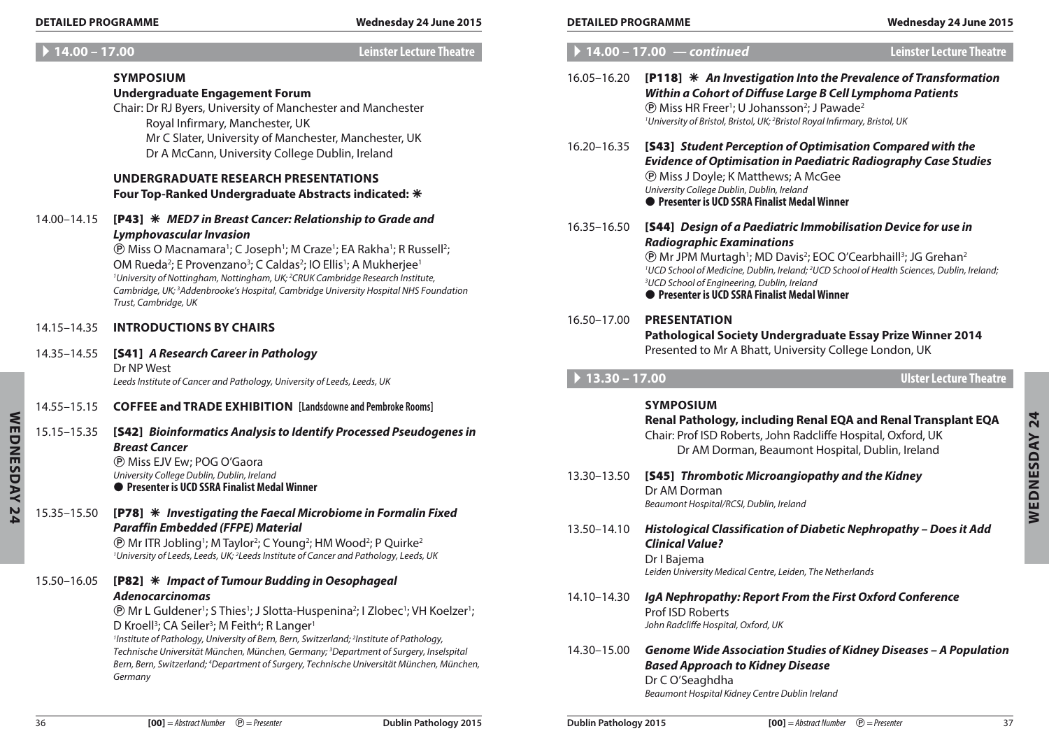## ▸ 14.00 – 17.00 Leinster Lecture Theatre

### SYMPOSIUM

**Undergraduate Engagement Forum**

Chair: Dr RJ Byers, University of Manchester and Manchester Royal Infirmary, Manchester, UK
Mr C Slater, University of Manchester, Manchester, UK
Dr A McCann, University College Dublin, Ireland

### UNDERGRADUATE RESEARCH PRESENTATIONS

**Four Top-Ranked Undergraduate Abstracts indicated: ✳**

14.00–14.15 **[P43] ✳ *MED7 in Breast Cancer: Relationship to Grade and Lymphovascular Invasion***
Ⓟ Miss O Macnamara[1]; C Joseph[1]; M Craze[1]; EA Rakha[1]; R Russell[2]; OM Rueda[2]; E Provenzano[3]; C Caldas[2]; IO Ellis[1]; A Mukherjee[1]
*[1]University of Nottingham, Nottingham, UK; [2]CRUK Cambridge Research Institute, Cambridge, UK; [3]Addenbrooke's Hospital, Cambridge University Hospital NHS Foundation Trust, Cambridge, UK*

14.15–14.35 **INTRODUCTIONS BY CHAIRS**

14.35–14.55 **[S41] *A Research Career in Pathology***
Dr NP West
*Leeds Institute of Cancer and Pathology, University of Leeds, Leeds, UK*

14.55–15.15 **COFFEE and TRADE EXHIBITION [Landsdowne and Pembroke Rooms]**

15.15–15.35 **[S42] *Bioinformatics Analysis to Identify Processed Pseudogenes in Breast Cancer***
Ⓟ Miss EJV Ew; POG O'Gaora
*University College Dublin, Dublin, Ireland*
● **Presenter is UCD SSRA Finalist Medal Winner**

15.35–15.50 **[P78] ✳ *Investigating the Faecal Microbiome in Formalin Fixed Paraffin Embedded (FFPE) Material***
Ⓟ Mr ITR Jobling[1]; M Taylor[2]; C Young[2]; HM Wood[2]; P Quirke[2]
*[1]University of Leeds, Leeds, UK; [2]Leeds Institute of Cancer and Pathology, Leeds, UK*

15.50–16.05 **[P82] ✳ *Impact of Tumour Budding in Oesophageal Adenocarcinomas***
Ⓟ Mr L Guldener[1]; S Thies[1]; J Slotta-Huspenina[2]; I Zlobec[1]; VH Koelzer[1]; D Kroell[3]; CA Seiler[3]; M Feith[4]; R Langer[1]
*[1]Institute of Pathology, University of Bern, Bern, Switzerland; [2]Institute of Pathology, Technische Universität München, München, Germany; [3]Department of Surgery, Inselspital Bern, Bern, Switzerland; [4]Department of Surgery, Technische Universität München, München, Germany*

## ▸ 14.00 – 17.00 — *continued* Leinster Lecture Theatre

16.05–16.20 **[P118] ✳ *An Investigation Into the Prevalence of Transformation Within a Cohort of Diffuse Large B Cell Lymphoma Patients***
Ⓟ Miss HR Freer[1]; U Johansson[2]; J Pawade[2]
*[1]University of Bristol, Bristol, UK; [2]Bristol Royal Infirmary, Bristol, UK*

16.20–16.35 **[S43] *Student Perception of Optimisation Compared with the Evidence of Optimisation in Paediatric Radiography Case Studies***
Ⓟ Miss J Doyle; K Matthews; A McGee
*University College Dublin, Dublin, Ireland*
● **Presenter is UCD SSRA Finalist Medal Winner**

16.35–16.50 **[S44] *Design of a Paediatric Immobilisation Device for use in Radiographic Examinations***
Ⓟ Mr JPM Murtagh[1]; MD Davis[2]; EOC O'Cearbhaill[3]; JG Grehan[2]
*[1]UCD School of Medicine, Dublin, Ireland; [2]UCD School of Health Sciences, Dublin, Ireland; [3]UCD School of Engineering, Dublin, Ireland*
● **Presenter is UCD SSRA Finalist Medal Winner**

16.50–17.00 **PRESENTATION**
**Pathological Society Undergraduate Essay Prize Winner 2014**
Presented to Mr A Bhatt, University College London, UK

## ▸ 13.30 – 17.00 Ulster Lecture Theatre

### SYMPOSIUM

**Renal Pathology, including Renal EQA and Renal Transplant EQA**

Chair: Prof ISD Roberts, John Radcliffe Hospital, Oxford, UK
Dr AM Dorman, Beaumont Hospital, Dublin, Ireland

13.30–13.50 **[S45] *Thrombotic Microangiopathy and the Kidney***
Dr AM Dorman
*Beaumont Hospital/RCSI, Dublin, Ireland*

13.50–14.10 ***Histological Classification of Diabetic Nephropathy – Does it Add Clinical Value?***
Dr I Bajema
*Leiden University Medical Centre, Leiden, The Netherlands*

14.10–14.30 ***IgA Nephropathy: Report From the First Oxford Conference***
Prof ISD Roberts
*John Radcliffe Hospital, Oxford, UK*

14.30–15.00 ***Genome Wide Association Studies of Kidney Diseases – A Population Based Approach to Kidney Disease***
Dr C O'Seaghdha
*Beaumont Hospital Kidney Centre Dublin Ireland*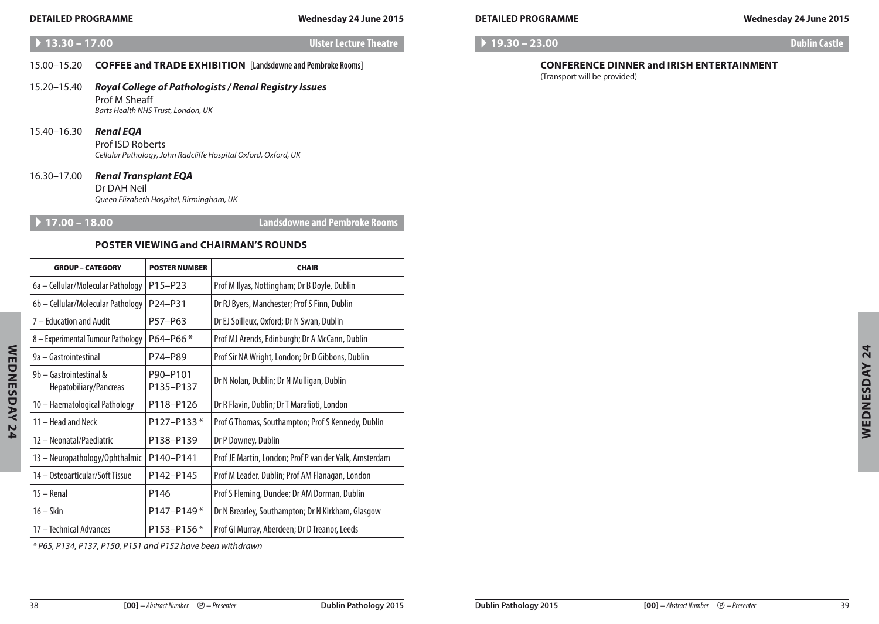## 13.30 – 17.00 — Ulster Lecture Theatre

15.00–15.20 **COFFEE and TRADE EXHIBITION** [Landsdowne and Pembroke Rooms]

15.20–15.40 ***Royal College of Pathologists / Renal Registry Issues***
Prof M Sheaff
*Barts Health NHS Trust, London, UK*

15.40–16.30 ***Renal EQA***
Prof ISD Roberts
*Cellular Pathology, John Radcliffe Hospital Oxford, Oxford, UK*

16.30–17.00 ***Renal Transplant EQA***
Dr DAH Neil
*Queen Elizabeth Hospital, Birmingham, UK*

## 17.00 – 18.00 — Landsdowne and Pembroke Rooms

### POSTER VIEWING and CHAIRMAN'S ROUNDS

| GROUP – CATEGORY | POSTER NUMBER | CHAIR |
|---|---|---|
| 6a – Cellular/Molecular Pathology | P15–P23 | Prof M Ilyas, Nottingham; Dr B Doyle, Dublin |
| 6b – Cellular/Molecular Pathology | P24–P31 | Dr RJ Byers, Manchester; Prof S Finn, Dublin |
| 7 – Education and Audit | P57–P63 | Dr EJ Soilleux, Oxford; Dr N Swan, Dublin |
| 8 – Experimental Tumour Pathology | P64–P66 * | Prof MJ Arends, Edinburgh; Dr A McCann, Dublin |
| 9a – Gastrointestinal | P74–P89 | Prof Sir NA Wright, London; Dr D Gibbons, Dublin |
| 9b – Gastrointestinal & Hepatobiliary/Pancreas | P90–P101 P135–P137 | Dr N Nolan, Dublin; Dr N Mulligan, Dublin |
| 10 – Haematological Pathology | P118–P126 | Dr R Flavin, Dublin; Dr T Marafioti, London |
| 11 – Head and Neck | P127–P133 * | Prof G Thomas, Southampton; Prof S Kennedy, Dublin |
| 12 – Neonatal/Paediatric | P138–P139 | Dr P Downey, Dublin |
| 13 – Neuropathology/Ophthalmic | P140–P141 | Prof JE Martin, London; Prof P van der Valk, Amsterdam |
| 14 – Osteoarticular/Soft Tissue | P142–P145 | Prof M Leader, Dublin; Prof AM Flanagan, London |
| 15 – Renal | P146 | Prof S Fleming, Dundee; Dr AM Dorman, Dublin |
| 16 – Skin | P147–P149 * | Dr N Brearley, Southampton; Dr N Kirkham, Glasgow |
| 17 – Technical Advances | P153–P156 * | Prof GI Murray, Aberdeen; Dr D Treanor, Leeds |

*\* P65, P134, P137, P150, P151 and P152 have been withdrawn*

## 19.30 – 23.00 — Dublin Castle

**CONFERENCE DINNER and IRISH ENTERTAINMENT**
(Transport will be provided)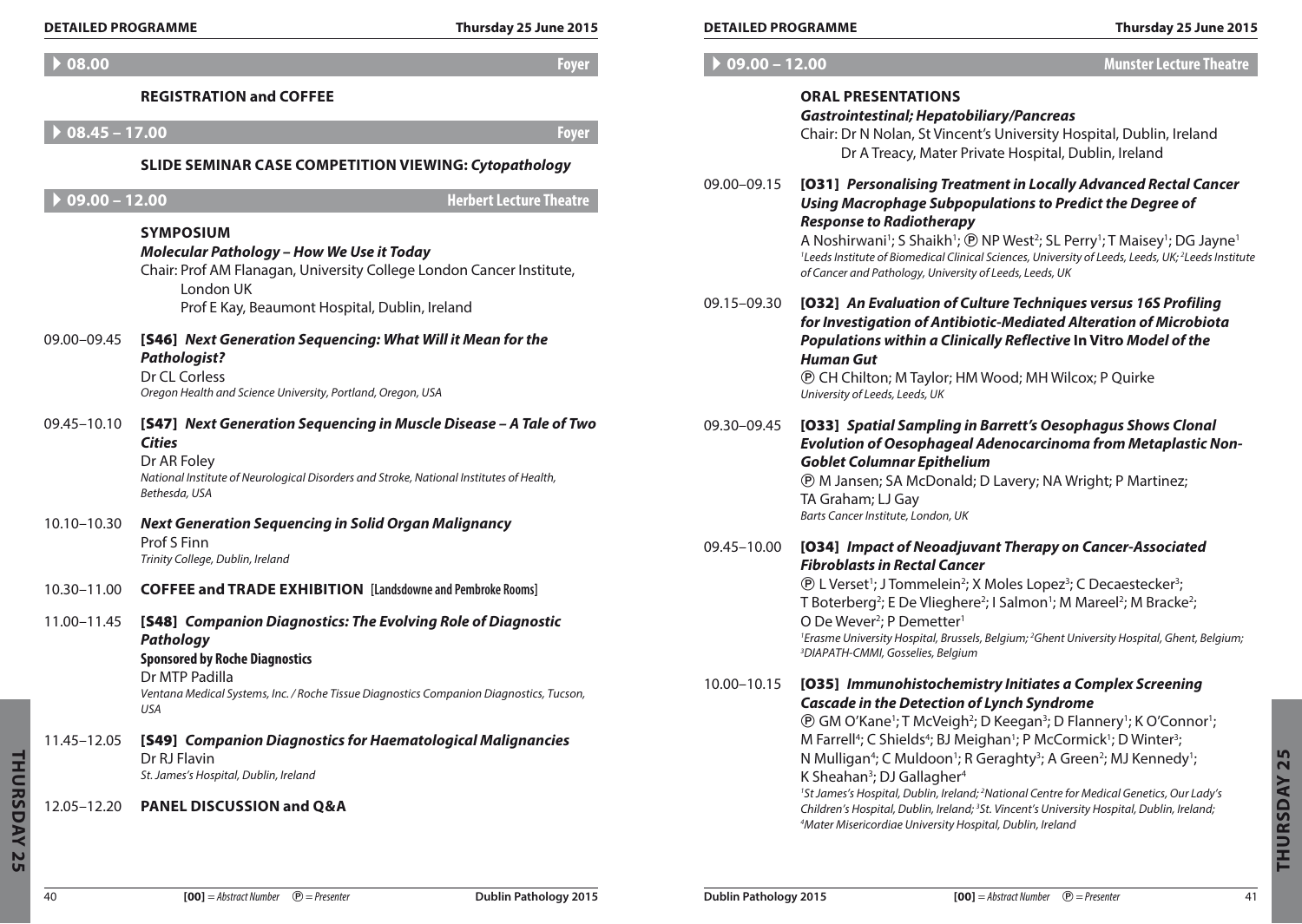### 08.00 — Foyer

**REGISTRATION and COFFEE**

### 08.45 – 17.00 — Foyer

**SLIDE SEMINAR CASE COMPETITION VIEWING: *Cytopathology***

### 09.00 – 12.00 — Herbert Lecture Theatre

**SYMPOSIUM**

***Molecular Pathology – How We Use it Today***

Chair: Prof AM Flanagan, University College London Cancer Institute, London UK
Prof E Kay, Beaumont Hospital, Dublin, Ireland

09.00–09.45 **[S46] *Next Generation Sequencing: What Will it Mean for the Pathologist?***
Dr CL Corless
*Oregon Health and Science University, Portland, Oregon, USA*

09.45–10.10 **[S47] *Next Generation Sequencing in Muscle Disease – A Tale of Two Cities***
Dr AR Foley
*National Institute of Neurological Disorders and Stroke, National Institutes of Health, Bethesda, USA*

10.10–10.30 ***Next Generation Sequencing in Solid Organ Malignancy***
Prof S Finn
*Trinity College, Dublin, Ireland*

10.30–11.00 **COFFEE and TRADE EXHIBITION [Landsdowne and Pembroke Rooms]**

11.00–11.45 **[S48] *Companion Diagnostics: The Evolving Role of Diagnostic Pathology***
**Sponsored by Roche Diagnostics**
Dr MTP Padilla
*Ventana Medical Systems, Inc. / Roche Tissue Diagnostics Companion Diagnostics, Tucson, USA*

11.45–12.05 **[S49] *Companion Diagnostics for Haematological Malignancies***
Dr RJ Flavin
*St. James's Hospital, Dublin, Ireland*

12.05–12.20 **PANEL DISCUSSION and Q&A**

### 09.00 – 12.00 — Munster Lecture Theatre

**ORAL PRESENTATIONS**

***Gastrointestinal; Hepatobiliary/Pancreas***

Chair: Dr N Nolan, St Vincent's University Hospital, Dublin, Ireland
Dr A Treacy, Mater Private Hospital, Dublin, Ireland

09.00–09.15 **[O31] *Personalising Treatment in Locally Advanced Rectal Cancer Using Macrophage Subpopulations to Predict the Degree of Response to Radiotherapy***
A Noshirwani[1]; S Shaikh[1]; Ⓟ NP West[2]; SL Perry[1]; T Maisey[1]; DG Jayne[1]
*[1]Leeds Institute of Biomedical Clinical Sciences, University of Leeds, Leeds, UK; [2]Leeds Institute of Cancer and Pathology, University of Leeds, Leeds, UK*

09.15–09.30 **[O32] *An Evaluation of Culture Techniques versus 16S Profiling for Investigation of Antibiotic-Mediated Alteration of Microbiota Populations within a Clinically Reflective* In Vitro *Model of the Human Gut***
Ⓟ CH Chilton; M Taylor; HM Wood; MH Wilcox; P Quirke
*University of Leeds, Leeds, UK*

09.30–09.45 **[O33] *Spatial Sampling in Barrett's Oesophagus Shows Clonal Evolution of Oesophageal Adenocarcinoma from Metaplastic Non-Goblet Columnar Epithelium***
Ⓟ M Jansen; SA McDonald; D Lavery; NA Wright; P Martinez; TA Graham; LJ Gay
*Barts Cancer Institute, London, UK*

09.45–10.00 **[O34] *Impact of Neoadjuvant Therapy on Cancer-Associated Fibroblasts in Rectal Cancer***
Ⓟ L Verset[1]; J Tommelein[2]; X Moles Lopez[3]; C Decaestecker[3]; T Boterberg[2]; E De Vlieghere[2]; I Salmon[1]; M Mareel[2]; M Bracke[2]; O De Wever[2]; P Demetter[1]
*[1]Erasme University Hospital, Brussels, Belgium; [2]Ghent University Hospital, Ghent, Belgium; [3]DIAPATH-CMMI, Gosselies, Belgium*

10.00–10.15 **[O35] *Immunohistochemistry Initiates a Complex Screening Cascade in the Detection of Lynch Syndrome***
Ⓟ GM O'Kane[1]; T McVeigh[2]; D Keegan[3]; D Flannery[1]; K O'Connor[1]; M Farrell[4]; C Shields[4]; BJ Meighan[1]; P McCormick[1]; D Winter[3]; N Mulligan[4]; C Muldoon[1]; R Geraghty[3]; A Green[2]; MJ Kennedy[1]; K Sheahan[3]; DJ Gallagher[4]
*[1]St James's Hospital, Dublin, Ireland; [2]National Centre for Medical Genetics, Our Lady's Children's Hospital, Dublin, Ireland; [3]St. Vincent's University Hospital, Dublin, Ireland; [4]Mater Misericordiae University Hospital, Dublin, Ireland*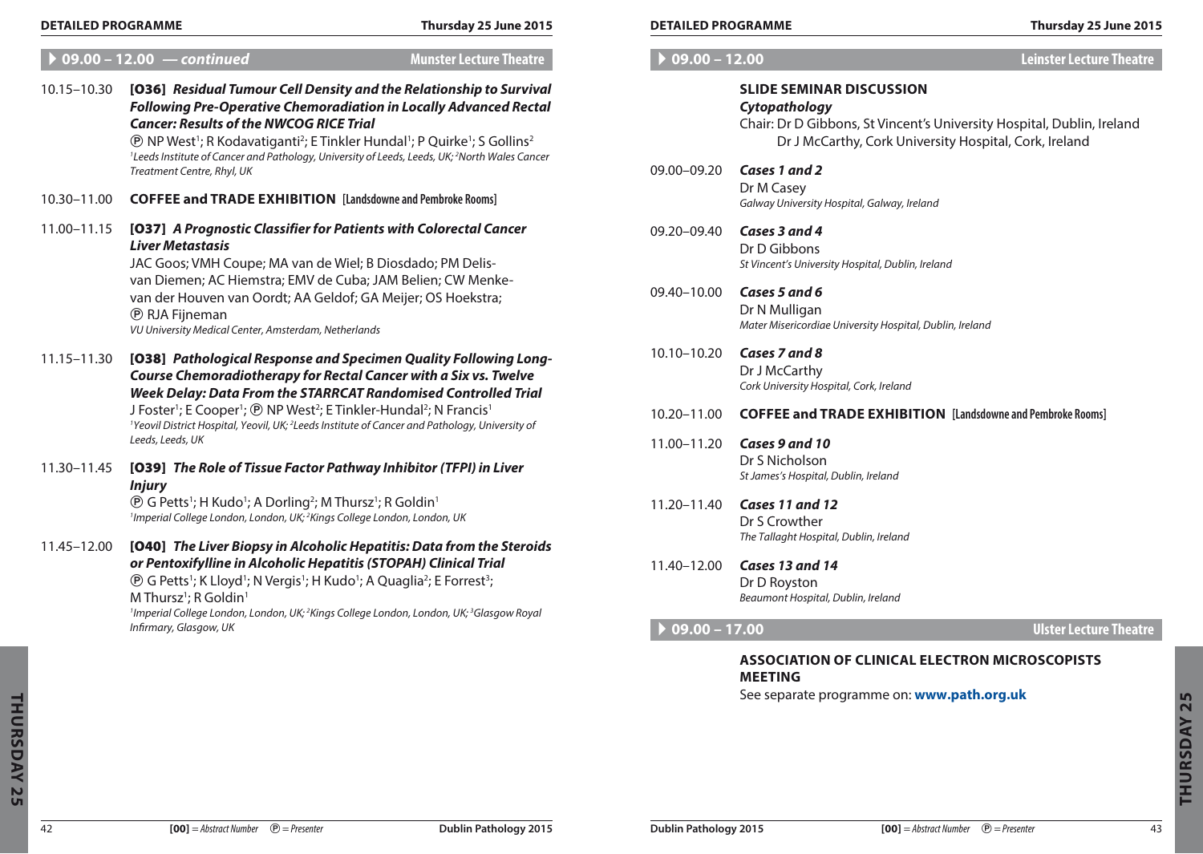## 09.00 – 12.00 — *continued* — Munster Lecture Theatre

10.15–10.30 **[O36]** ***Residual Tumour Cell Density and the Relationship to Survival Following Pre-Operative Chemoradiation in Locally Advanced Rectal Cancer: Results of the NWCOG RICE Trial***
Ⓟ NP West[1]; R Kodavatiganti[2]; E Tinkler Hundal[1]; P Quirke[1]; S Gollins[2]
*[1]Leeds Institute of Cancer and Pathology, University of Leeds, Leeds, UK; [2]North Wales Cancer Treatment Centre, Rhyl, UK*

10.30–11.00 **COFFEE and TRADE EXHIBITION** [Landsdowne and Pembroke Rooms]

11.00–11.15 **[O37]** ***A Prognostic Classifier for Patients with Colorectal Cancer Liver Metastasis***
JAC Goos; VMH Coupe; MA van de Wiel; B Diosdado; PM Delis-van Diemen; AC Hiemstra; EMV de Cuba; JAM Belien; CW Menke-van der Houven van Oordt; AA Geldof; GA Meijer; OS Hoekstra; Ⓟ RJA Fijneman
*VU University Medical Center, Amsterdam, Netherlands*

11.15–11.30 **[O38]** ***Pathological Response and Specimen Quality Following Long-Course Chemoradiotherapy for Rectal Cancer with a Six vs. Twelve Week Delay: Data From the STARRCAT Randomised Controlled Trial***
J Foster[1]; E Cooper[1]; Ⓟ NP West[2]; E Tinkler-Hundal[2]; N Francis[1]
*[1]Yeovil District Hospital, Yeovil, UK; [2]Leeds Institute of Cancer and Pathology, University of Leeds, Leeds, UK*

11.30–11.45 **[O39]** ***The Role of Tissue Factor Pathway Inhibitor (TFPI) in Liver Injury***
Ⓟ G Petts[1]; H Kudo[1]; A Dorling[2]; M Thursz[1]; R Goldin[1]
*[1]Imperial College London, London, UK; [2]Kings College London, London, UK*

11.45–12.00 **[O40]** ***The Liver Biopsy in Alcoholic Hepatitis: Data from the Steroids or Pentoxifylline in Alcoholic Hepatitis (STOPAH) Clinical Trial***
Ⓟ G Petts[1]; K Lloyd[1]; N Vergis[1]; H Kudo[1]; A Quaglia[2]; E Forrest[3]; M Thursz[1]; R Goldin[1]
*[1]Imperial College London, London, UK; [2]Kings College London, London, UK; [3]Glasgow Royal Infirmary, Glasgow, UK*

## 09.00 – 12.00 — Leinster Lecture Theatre

### SLIDE SEMINAR DISCUSSION
***Cytopathology***
Chair: Dr D Gibbons, St Vincent's University Hospital, Dublin, Ireland
Dr J McCarthy, Cork University Hospital, Cork, Ireland

09.00–09.20 ***Cases 1 and 2***
Dr M Casey
*Galway University Hospital, Galway, Ireland*

09.20–09.40 ***Cases 3 and 4***
Dr D Gibbons
*St Vincent's University Hospital, Dublin, Ireland*

09.40–10.00 ***Cases 5 and 6***
Dr N Mulligan
*Mater Misericordiae University Hospital, Dublin, Ireland*

10.10–10.20 ***Cases 7 and 8***
Dr J McCarthy
*Cork University Hospital, Cork, Ireland*

10.20–11.00 **COFFEE and TRADE EXHIBITION** [Landsdowne and Pembroke Rooms]

11.00–11.20 ***Cases 9 and 10***
Dr S Nicholson
*St James's Hospital, Dublin, Ireland*

11.20–11.40 ***Cases 11 and 12***
Dr S Crowther
*The Tallaght Hospital, Dublin, Ireland*

11.40–12.00 ***Cases 13 and 14***
Dr D Royston
*Beaumont Hospital, Dublin, Ireland*

## 09.00 – 17.00 — Ulster Lecture Theatre

### ASSOCIATION OF CLINICAL ELECTRON MICROSCOPISTS MEETING
See separate programme on: **www.path.org.uk**

**[00]** = *Abstract Number* Ⓟ = *Presenter*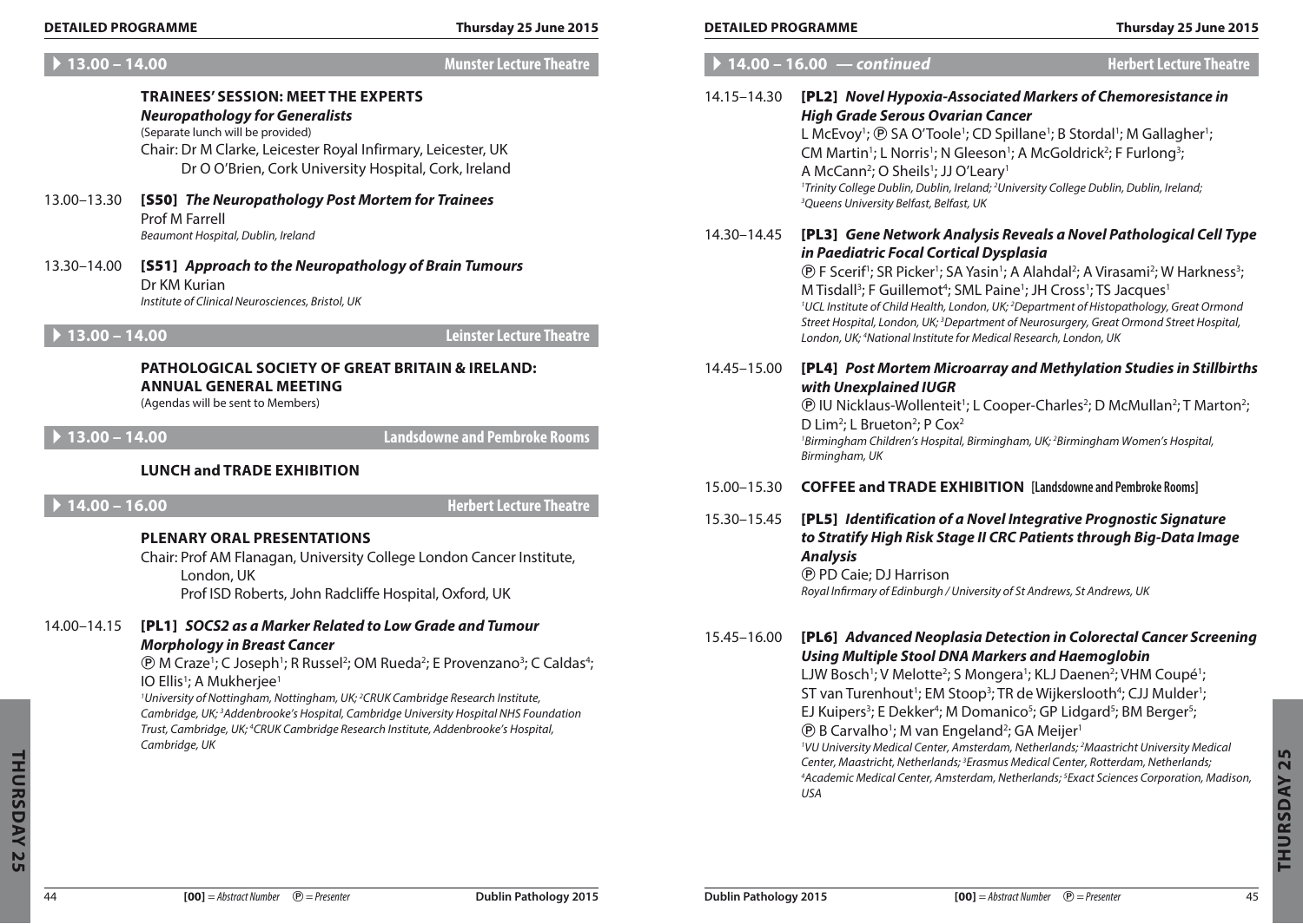## ▶ 13.00 – 14.00 — Munster Lecture Theatre

### TRAINEES' SESSION: MEET THE EXPERTS

***Neuropathology for Generalists***

(Separate lunch will be provided)

Chair: Dr M Clarke, Leicester Royal Infirmary, Leicester, UK
Dr O O'Brien, Cork University Hospital, Cork, Ireland

13.00–13.30 **[S50]** ***The Neuropathology Post Mortem for Trainees***
Prof M Farrell
*Beaumont Hospital, Dublin, Ireland*

13.30–14.00 **[S51]** ***Approach to the Neuropathology of Brain Tumours***
Dr KM Kurian
*Institute of Clinical Neurosciences, Bristol, UK*

## ▶ 13.00 – 14.00 — Leinster Lecture Theatre

### PATHOLOGICAL SOCIETY OF GREAT BRITAIN & IRELAND: ANNUAL GENERAL MEETING

(Agendas will be sent to Members)

## ▶ 13.00 – 14.00 — Landsdowne and Pembroke Rooms

### LUNCH and TRADE EXHIBITION

## ▶ 14.00 – 16.00 — Herbert Lecture Theatre

### PLENARY ORAL PRESENTATIONS

Chair: Prof AM Flanagan, University College London Cancer Institute, London, UK
Prof ISD Roberts, John Radcliffe Hospital, Oxford, UK

14.00–14.15 **[PL1]** ***SOCS2 as a Marker Related to Low Grade and Tumour Morphology in Breast Cancer***
Ⓟ M Craze[1]; C Joseph[1]; R Russel[2]; OM Rueda[2]; E Provenzano[3]; C Caldas[4]; IO Ellis[1]; A Mukherjee[1]
*[1]University of Nottingham, Nottingham, UK; [2]CRUK Cambridge Research Institute, Cambridge, UK; [3]Addenbrooke's Hospital, Cambridge University Hospital NHS Foundation Trust, Cambridge, UK; [4]CRUK Cambridge Research Institute, Addenbrooke's Hospital, Cambridge, UK*

## ▶ 14.00 – 16.00 — *continued* — Herbert Lecture Theatre

14.15–14.30 **[PL2]** ***Novel Hypoxia-Associated Markers of Chemoresistance in High Grade Serous Ovarian Cancer***
L McEvoy[1]; Ⓟ SA O'Toole[1]; CD Spillane[1]; B Stordal[1]; M Gallagher[1]; CM Martin[1]; L Norris[1]; N Gleeson[1]; A McGoldrick[2]; F Furlong[3]; A McCann[2]; O Sheils[1]; JJ O'Leary[1]
*[1]Trinity College Dublin, Dublin, Ireland; [2]University College Dublin, Dublin, Ireland; [3]Queens University Belfast, Belfast, UK*

14.30–14.45 **[PL3]** ***Gene Network Analysis Reveals a Novel Pathological Cell Type in Paediatric Focal Cortical Dysplasia***
Ⓟ F Scerif[1]; SR Picker[1]; SA Yasin[1]; A Alahdal[2]; A Virasami[2]; W Harkness[3]; M Tisdall[3]; F Guillemot[4]; SML Paine[1]; JH Cross[1]; TS Jacques[1]
*[1]UCL Institute of Child Health, London, UK; [2]Department of Histopathology, Great Ormond Street Hospital, London, UK; [3]Department of Neurosurgery, Great Ormond Street Hospital, London, UK; [4]National Institute for Medical Research, London, UK*

14.45–15.00 **[PL4]** ***Post Mortem Microarray and Methylation Studies in Stillbirths with Unexplained IUGR***
Ⓟ IU Nicklaus-Wollenteit[1]; L Cooper-Charles[2]; D McMullan[2]; T Marton[2]; D Lim[2]; L Brueton[2]; P Cox[2]
*[1]Birmingham Children's Hospital, Birmingham, UK; [2]Birmingham Women's Hospital, Birmingham, UK*

15.00–15.30 **COFFEE and TRADE EXHIBITION** [Landsdowne and Pembroke Rooms]

15.30–15.45 **[PL5]** ***Identification of a Novel Integrative Prognostic Signature to Stratify High Risk Stage II CRC Patients through Big-Data Image Analysis***
Ⓟ PD Caie; DJ Harrison
*Royal Infirmary of Edinburgh / University of St Andrews, St Andrews, UK*

15.45–16.00 **[PL6]** ***Advanced Neoplasia Detection in Colorectal Cancer Screening Using Multiple Stool DNA Markers and Haemoglobin***
LJW Bosch[1]; V Melotte[2]; S Mongera[1]; KLJ Daenen[2]; VHM Coupé[1]; ST van Turenhout[1]; EM Stoop[3]; TR de Wijkerslooth[4]; CJJ Mulder[1]; EJ Kuipers[3]; E Dekker[4]; M Domanico[5]; GP Lidgard[5]; BM Berger[5]; Ⓟ B Carvalho[1]; M van Engeland[2]; GA Meijer[1]
*[1]VU University Medical Center, Amsterdam, Netherlands; [2]Maastricht University Medical Center, Maastricht, Netherlands; [3]Erasmus Medical Center, Rotterdam, Netherlands; [4]Academic Medical Center, Amsterdam, Netherlands; [5]Exact Sciences Corporation, Madison, USA*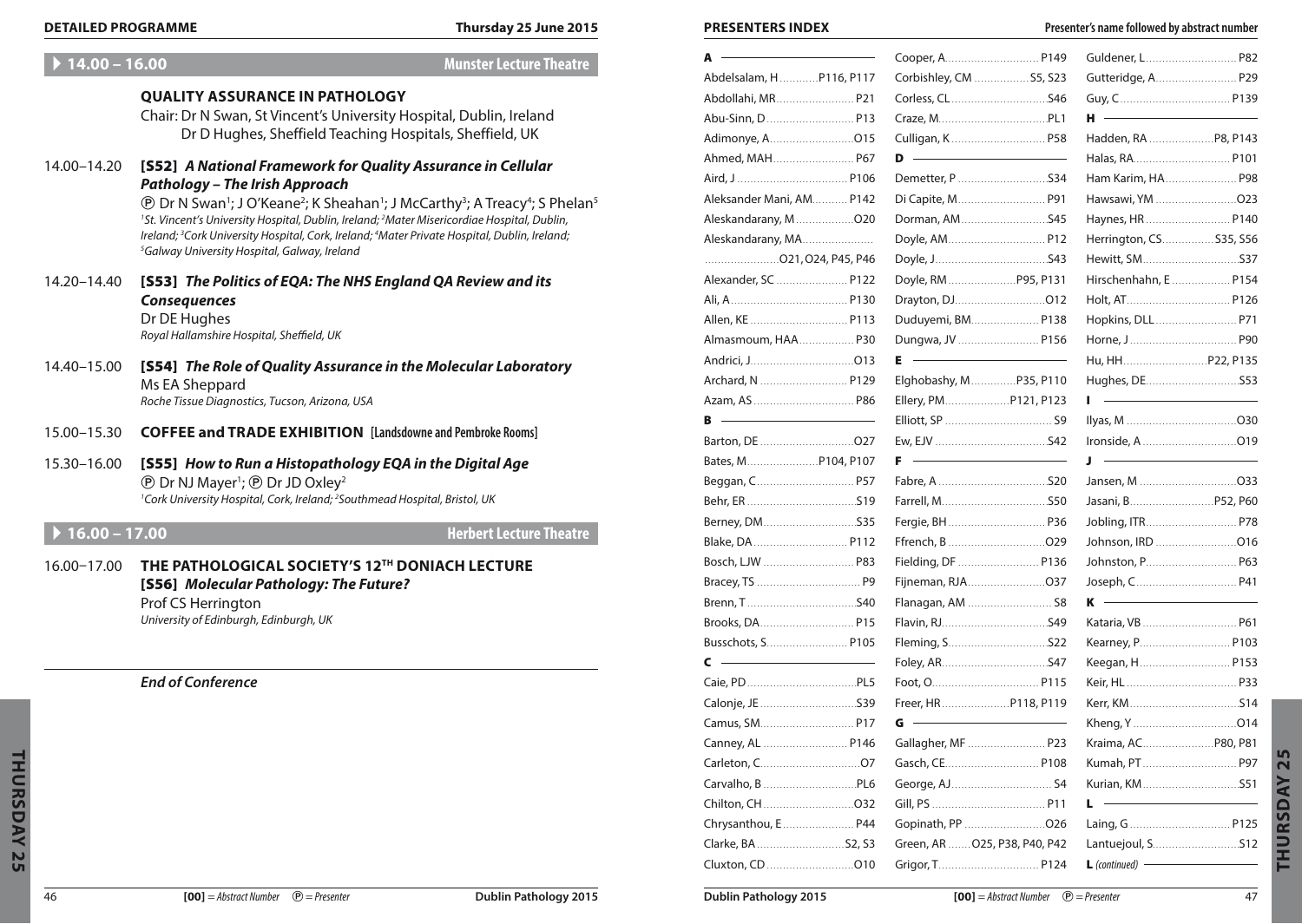## 14.00 – 16.00 — Munster Lecture Theatre

### QUALITY ASSURANCE IN PATHOLOGY

Chair: Dr N Swan, St Vincent's University Hospital, Dublin, Ireland
Dr D Hughes, Sheffield Teaching Hospitals, Sheffield, UK

14.00–14.20 **[S52]** ***A National Framework for Quality Assurance in Cellular Pathology – The Irish Approach***
Ⓟ Dr N Swan[1]; J O'Keane[2]; K Sheahan[1]; J McCarthy[3]; A Treacy[4]; S Phelan[5]
*[1]St. Vincent's University Hospital, Dublin, Ireland; [2]Mater Misericordiae Hospital, Dublin, Ireland; [3]Cork University Hospital, Cork, Ireland; [4]Mater Private Hospital, Dublin, Ireland; [5]Galway University Hospital, Galway, Ireland*

14.20–14.40 **[S53]** ***The Politics of EQA: The NHS England QA Review and its Consequences***
Dr DE Hughes
*Royal Hallamshire Hospital, Sheffield, UK*

14.40–15.00 **[S54]** ***The Role of Quality Assurance in the Molecular Laboratory***
Ms EA Sheppard
*Roche Tissue Diagnostics, Tucson, Arizona, USA*

15.00–15.30 **COFFEE and TRADE EXHIBITION** [Landsdowne and Pembroke Rooms]

15.30–16.00 **[S55]** ***How to Run a Histopathology EQA in the Digital Age***
Ⓟ Dr NJ Mayer[1]; Ⓟ Dr JD Oxley[2]
*[1]Cork University Hospital, Cork, Ireland; [2]Southmead Hospital, Bristol, UK*

## 16.00 – 17.00 — Herbert Lecture Theatre

16.00–17.00 **THE PATHOLOGICAL SOCIETY'S 12TH DONIACH LECTURE**
**[S56]** ***Molecular Pathology: The Future?***
Prof CS Herrington
*University of Edinburgh, Edinburgh, UK*

***End of Conference***

## PRESENTERS INDEX

Presenter's name followed by abstract number

**A**
Abdelsalam, H P116, P117
Abdollahi, MR P21
Abu-Sinn, D P13
Adimonye, A O15
Ahmed, MAH P67
Aird, J P106
Aleksander Mani, AM P142
Aleskandarany, M O20
Aleskandarany, MA O21, O24, P45, P46
Alexander, SC P122
Ali, A P130
Allen, KE P113
Almasmoum, HAA P30
Andrici, J O13
Archard, N P129
Azam, AS P86

**B**
Barton, DE O27
Bates, M P104, P107
Beggan, C P57
Behr, ER S19
Berney, DM S35
Blake, DA P112
Bosch, LJW P83
Bracey, TS P9
Brenn, T S40
Brooks, DA P15
Busschots, S P105

**C**
Caie, PD PL5
Calonje, JE S39
Camus, SM P17
Canney, AL P146
Carleton, C O7
Carvalho, B PL6
Chilton, CH O32
Chrysanthou, E P44
Clarke, BA S2, S3
Cluxton, CD O10
Cooper, A P149
Corbishley, CM S5, S23
Corless, CL S46
Craze, M PL1
Culligan, K P58

**D**
Demetter, P S34
Di Capite, M P91
Dorman, AM S45
Doyle, AM P12
Doyle, J S43
Doyle, RM P95, P131
Drayton, DJ O12
Duduyemi, BM P138
Dungwa, JV P156

**E**
Elghobashy, M P35, P110
Ellery, PM P121, P123
Elliott, SP S9
Ew, EJV S42

**F**
Fabre, A S20
Farrell, M S50
Fergie, BH P36
Ffrench, B O29
Fielding, DF P136
Fijneman, RJA O37
Flanagan, AM S8
Flavin, RJ S49
Fleming, S S22
Foley, AR S47
Foot, O P115
Freer, HR P118, P119

**G**
Gallagher, MF P23
Gasch, CE P108
George, AJ S4
Gill, PS P11
Gopinath, PP O26
Green, AR O25, P38, P40, P42
Grigor, T P124
Guldener, L P82
Gutteridge, A P29
Guy, C P139

**H**
Hadden, RA P8, P143
Halas, RA P101
Ham Karim, HA P98
Hawsawi, YM O23
Haynes, HR P140
Herrington, CS S35, S56
Hewitt, SM S37
Hirschenhahn, E P154
Holt, AT P126
Hopkins, DLL P71
Horne, J P90
Hu, HH P22, P135
Hughes, DE S53

**I**
Ilyas, M O30
Ironside, A O19

**J**
Jansen, M O33
Jasani, B P52, P60
Jobling, ITR P78
Johnson, IRD O16
Johnston, P P63
Joseph, C P41

**K**
Kataria, VB P61
Kearney, P P103
Keegan, H P153
Keir, HL P33
Kerr, KM S14
Kheng, Y O14
Kraima, AC P80, P81
Kumah, PT P97
Kurian, KM S51

**L**
Laing, G P125
Lantuejoul, S S12
**L** *(continued)*

[00] = Abstract Number Ⓟ = Presenter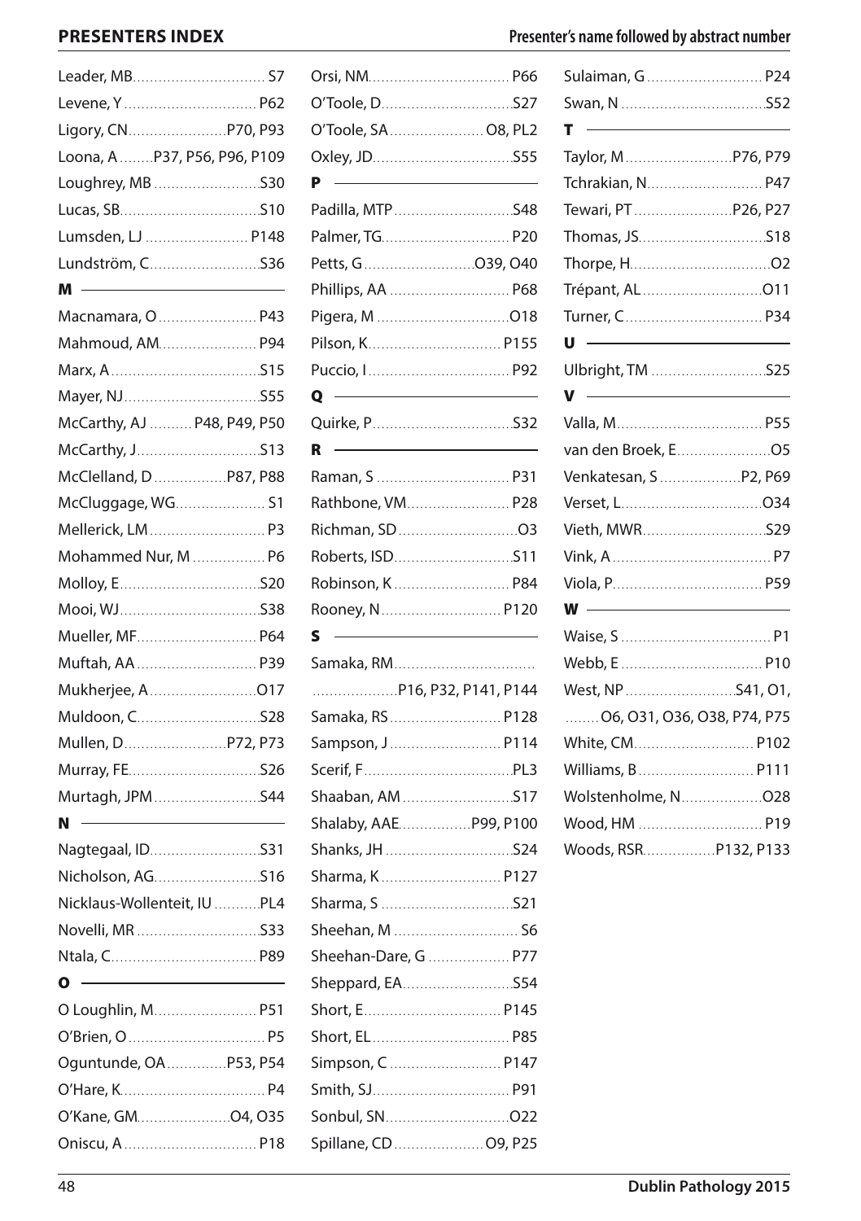## PRESENTERS INDEX

Presenter's name followed by abstract number

Leader, MB ..... S7
Levene, Y ..... P62
Ligory, CN ..... P70, P93
Loona, A ..... P37, P56, P96, P109
Loughrey, MB ..... S30
Lucas, SB ..... S10
Lumsden, LJ ..... P148
Lundström, C ..... S36

**M**

Macnamara, O ..... P43
Mahmoud, AM ..... P94
Marx, A ..... S15
Mayer, NJ ..... S55
McCarthy, AJ ..... P48, P49, P50
McCarthy, J ..... S13
McClelland, D ..... P87, P88
McCluggage, WG ..... S1
Mellerick, LM ..... P3
Mohammed Nur, M ..... P6
Molloy, E ..... S20
Mooi, WJ ..... S38
Mueller, MF ..... P64
Muftah, AA ..... P39
Mukherjee, A ..... O17
Muldoon, C ..... S28
Mullen, D ..... P72, P73
Murray, FE ..... S26
Murtagh, JPM ..... S44

**N**

Nagtegaal, ID ..... S31
Nicholson, AG ..... S16
Nicklaus-Wollenteit, IU ..... PL4
Novelli, MR ..... S33
Ntala, C ..... P89

**O**

O Loughlin, M ..... P51
O'Brien, O ..... P5
Oguntunde, OA ..... P53, P54
O'Hare, K ..... P4
O'Kane, GM ..... O4, O35
Oniscu, A ..... P18
Orsi, NM ..... P66
O'Toole, D ..... S27
O'Toole, SA ..... O8, PL2
Oxley, JD ..... S55

**P**

Padilla, MTP ..... S48
Palmer, TG ..... P20
Petts, G ..... O39, O40
Phillips, AA ..... P68
Pigera, M ..... O18
Pilson, K ..... P155
Puccio, I ..... P92

**Q**

Quirke, P ..... S32

**R**

Raman, S ..... P31
Rathbone, VM ..... P28
Richman, SD ..... O3
Roberts, ISD ..... S11
Robinson, K ..... P84
Rooney, N ..... P120

**S**

Samaka, RM ..... P16, P32, P141, P144
Samaka, RS ..... P128
Sampson, J ..... P114
Scerif, F ..... PL3
Shaaban, AM ..... S17
Shalaby, AAE ..... P99, P100
Shanks, JH ..... S24
Sharma, K ..... P127
Sharma, S ..... S21
Sheehan, M ..... S6
Sheehan-Dare, G ..... P77
Sheppard, EA ..... S54
Short, E ..... P145
Short, EL ..... P85
Simpson, C ..... P147
Smith, SJ ..... P91
Sonbul, SN ..... O22
Spillane, CD ..... O9, P25
Sulaiman, G ..... P24
Swan, N ..... S52

**T**

Taylor, M ..... P76, P79
Tchrakian, N ..... P47
Tewari, PT ..... P26, P27
Thomas, JS ..... S18
Thorpe, H ..... O2
Trépant, AL ..... O11
Turner, C ..... P34

**U**

Ulbright, TM ..... S25

**V**

Valla, M ..... P55
van den Broek, E ..... O5
Venkatesan, S ..... P2, P69
Verset, L ..... O34
Vieth, MWR ..... S29
Vink, A ..... P7
Viola, P ..... P59

**W**

Waise, S ..... P1
Webb, E ..... P10
West, NP ..... S41, O1, O6, O31, O36, O38, P74, P75
White, CM ..... P102
Williams, B ..... P111
Wolstenholme, N ..... O28
Wood, HM ..... P19
Woods, RSR ..... P132, P133